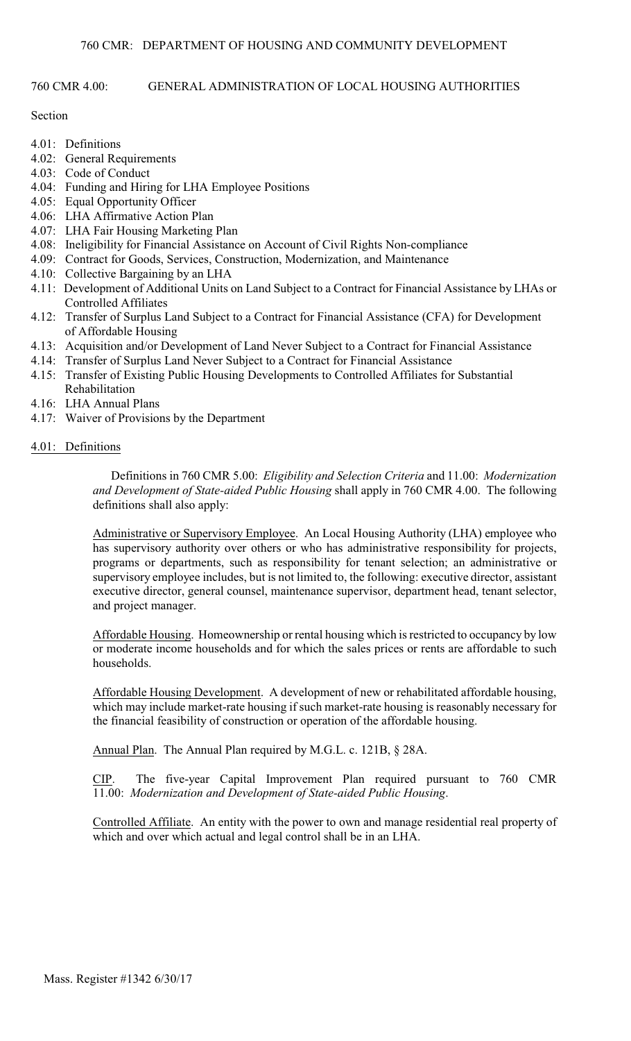760 CMR: DEPARTMENT OF HOUSING AND COMMUNITY DEVELOPMENT

# 760 CMR 4.00: GENERAL ADMINISTRATION OF LOCAL HOUSING AUTHORITIES

Section

- 4.01: Definitions
- 4.02: General Requirements
- 4.03: Code of Conduct
- 4.04: Funding and Hiring for LHA Employee Positions
- 4.05: Equal Opportunity Officer
- 4.06: LHA Affirmative Action Plan
- 4.07: LHA Fair Housing Marketing Plan
- 4.08: Ineligibility for Financial Assistance on Account of Civil Rights Non-compliance
- 4.09: Contract for Goods, Services, Construction, Modernization, and Maintenance
- 4.10: Collective Bargaining by an LHA
- 4.11: Development of Additional Units on Land Subject to a Contract for Financial Assistance by LHAs or Controlled Affiliates
- 4.12: Transfer of Surplus Land Subject to a Contract for Financial Assistance (CFA) for Development of Affordable Housing
- 4.13: Acquisition and/or Development of Land Never Subject to a Contract for Financial Assistance
- 4.14: Transfer of Surplus Land Never Subject to a Contract for Financial Assistance
- 4.15: Transfer of Existing Public Housing Developments to Controlled Affiliates for Substantial Rehabilitation
- 4.16: LHA Annual Plans
- 4.17: Waiver of Provisions by the Department

## 4.01: Definitions

Definitions in 760 CMR 5.00: *Eligibility and Selection Criteria* and 11.00: *Modernization and Development of State-aided Public Housing* shall apply in 760 CMR 4.00. The following definitions shall also apply:

Administrative or Supervisory Employee. An Local Housing Authority (LHA) employee who has supervisory authority over others or who has administrative responsibility for projects, programs or departments, such as responsibility for tenant selection; an administrative or supervisory employee includes, but is not limited to, the following: executive director, assistant executive director, general counsel, maintenance supervisor, department head, tenant selector, and project manager.

Affordable Housing. Homeownership or rental housing which is restricted to occupancy by low or moderate income households and for which the sales prices or rents are affordable to such households.

Affordable Housing Development. A development of new or rehabilitated affordable housing, which may include market-rate housing if such market-rate housing is reasonably necessary for the financial feasibility of construction or operation of the affordable housing.

Annual Plan. The Annual Plan required by M.G.L. c. 121B, § 28A.

CIP. The five-year Capital Improvement Plan required pursuant to 760 CMR 11.00: *Modernization and Development of State-aided Public Housing*.

Controlled Affiliate. An entity with the power to own and manage residential real property of which and over which actual and legal control shall be in an LHA.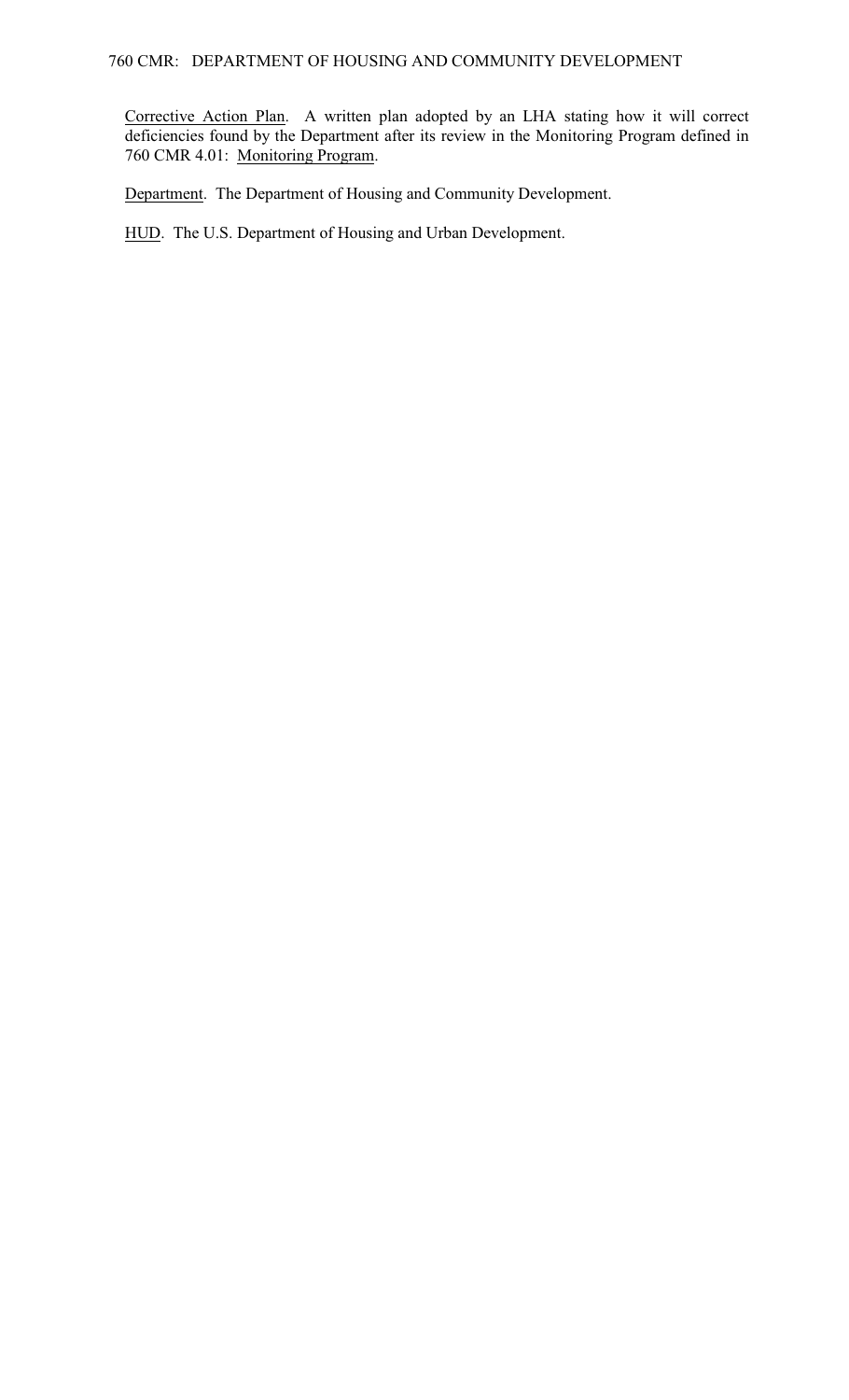Corrective Action Plan. A written plan adopted by an LHA stating how it will correct deficiencies found by the Department after its review in the Monitoring Program defined in 760 CMR 4.01: Monitoring Program.

Department. The Department of Housing and Community Development.

HUD. The U.S. Department of Housing and Urban Development.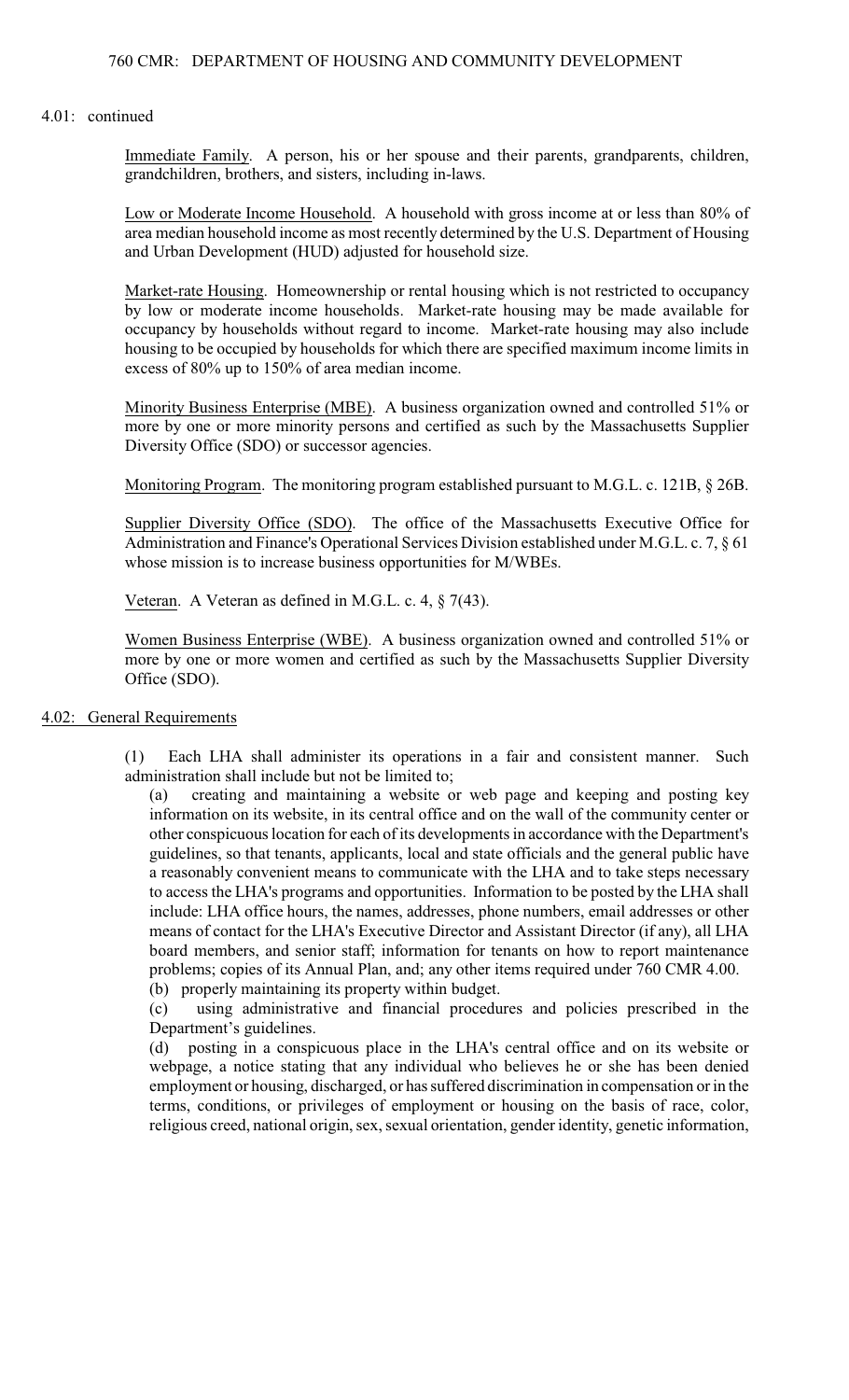4.01: continued

Immediate Family. A person, his or her spouse and their parents, grandparents, children, grandchildren, brothers, and sisters, including in-laws.

Low or Moderate Income Household. A household with gross income at or less than 80% of area median household income as most recently determined by the U.S. Department of Housing and Urban Development (HUD) adjusted for household size.

Market-rate Housing. Homeownership or rental housing which is not restricted to occupancy by low or moderate income households. Market-rate housing may be made available for occupancy by households without regard to income. Market-rate housing may also include housing to be occupied by households for which there are specified maximum income limits in excess of 80% up to 150% of area median income.

Minority Business Enterprise (MBE). A business organization owned and controlled 51% or more by one or more minority persons and certified as such by the Massachusetts Supplier Diversity Office (SDO) or successor agencies.

Monitoring Program. The monitoring program established pursuant to M.G.L. c. 121B, § 26B.

Supplier Diversity Office (SDO). The office of the Massachusetts Executive Office for Administration and Finance's Operational Services Division established under M.G.L. c. 7, § 61 whose mission is to increase business opportunities for M/WBEs.

Veteran. A Veteran as defined in M.G.L. c. 4, § 7(43).

Women Business Enterprise (WBE). A business organization owned and controlled 51% or more by one or more women and certified as such by the Massachusetts Supplier Diversity Office (SDO).

## 4.02: General Requirements

(1) Each LHA shall administer its operations in a fair and consistent manner. Such administration shall include but not be limited to;

(a) creating and maintaining a website or web page and keeping and posting key information on its website, in its central office and on the wall of the community center or other conspicuous location for each of its developments in accordance with the Department's guidelines, so that tenants, applicants, local and state officials and the general public have a reasonably convenient means to communicate with the LHA and to take steps necessary to access the LHA's programs and opportunities. Information to be posted by the LHA shall include: LHA office hours, the names, addresses, phone numbers, email addresses or other means of contact for the LHA's Executive Director and Assistant Director (if any), all LHA board members, and senior staff; information for tenants on how to report maintenance problems; copies of its Annual Plan, and; any other items required under 760 CMR 4.00.

(b) properly maintaining its property within budget.

(c) using administrative and financial procedures and policies prescribed in the Department's guidelines.

(d) posting in a conspicuous place in the LHA's central office and on its website or webpage, a notice stating that any individual who believes he or she has been denied employment or housing, discharged, or has suffered discrimination in compensation or in the terms, conditions, or privileges of employment or housing on the basis of race, color, religious creed, national origin, sex, sexual orientation, gender identity, genetic information,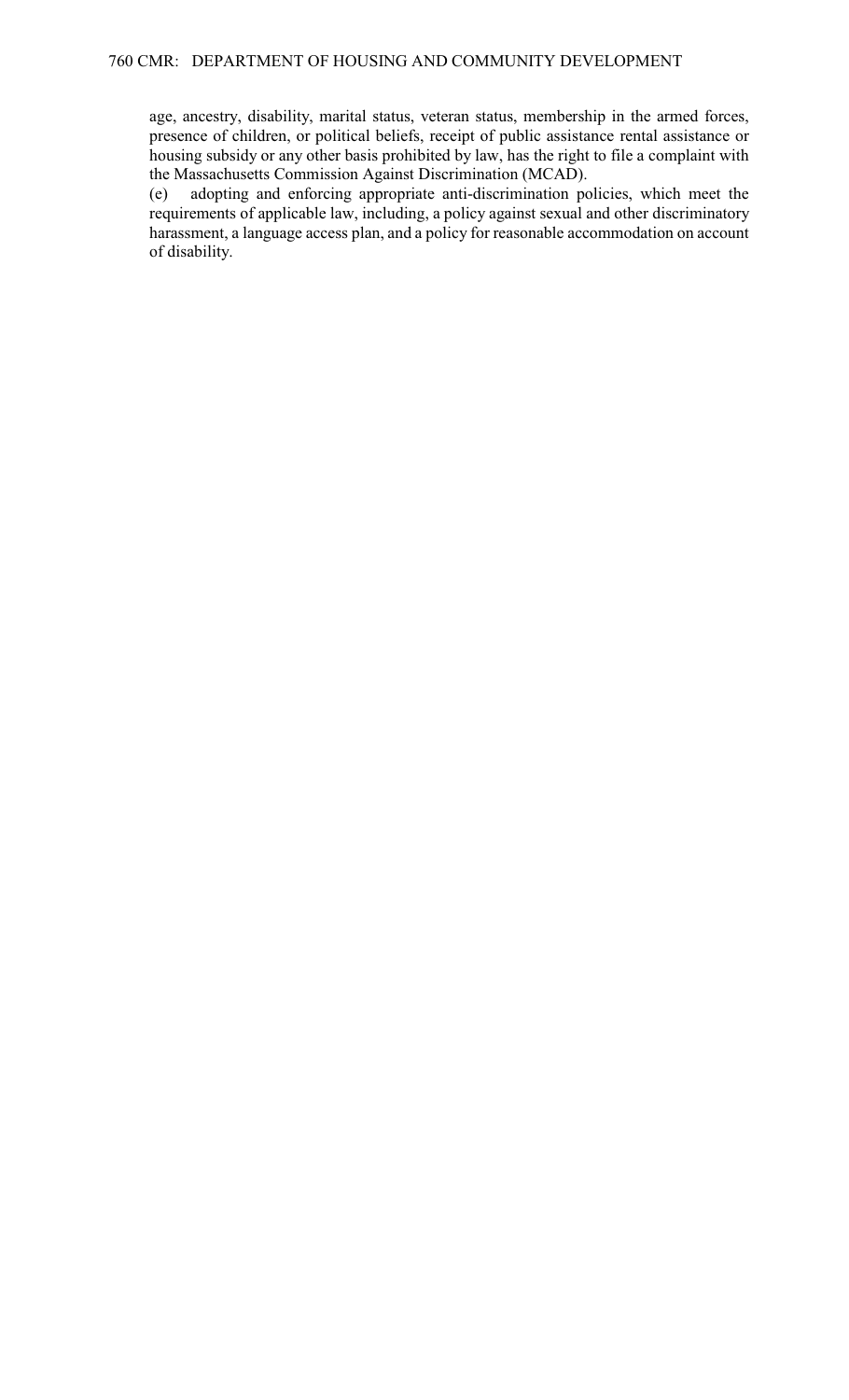age, ancestry, disability, marital status, veteran status, membership in the armed forces, presence of children, or political beliefs, receipt of public assistance rental assistance or housing subsidy or any other basis prohibited by law, has the right to file a complaint with the Massachusetts Commission Against Discrimination (MCAD).

(e) adopting and enforcing appropriate anti-discrimination policies, which meet the requirements of applicable law, including, a policy against sexual and other discriminatory harassment, a language access plan, and a policy for reasonable accommodation on account of disability.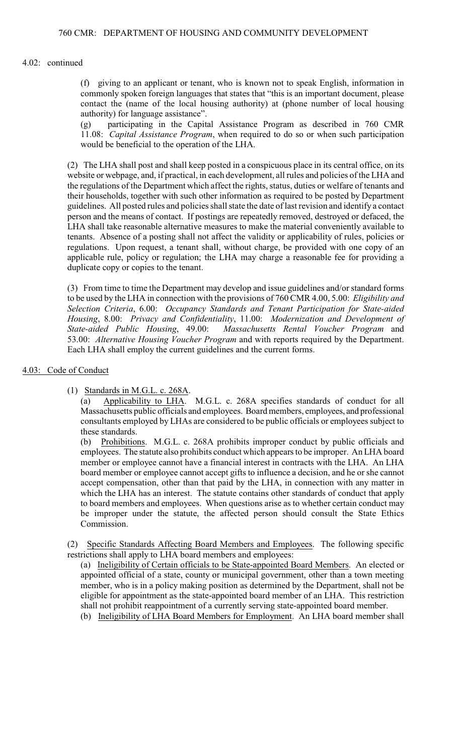4.02: continued

(f) giving to an applicant or tenant, who is known not to speak English, information in commonly spoken foreign languages that states that "this is an important document, please contact the (name of the local housing authority) at (phone number of local housing authority) for language assistance".

(g) participating in the Capital Assistance Program as described in 760 CMR 11.08: *Capital Assistance Program*, when required to do so or when such participation would be beneficial to the operation of the LHA.

(2) The LHA shall post and shall keep posted in a conspicuous place in its central office, on its website or webpage, and, if practical, in each development, all rules and policies of the LHA and the regulations of the Department which affect the rights, status, duties or welfare of tenants and their households, together with such other information as required to be posted by Department guidelines. All posted rules and policies shall state the date of last revision and identify a contact person and the means of contact. If postings are repeatedly removed, destroyed or defaced, the LHA shall take reasonable alternative measures to make the material conveniently available to tenants. Absence of a posting shall not affect the validity or applicability of rules, policies or regulations. Upon request, a tenant shall, without charge, be provided with one copy of an applicable rule, policy or regulation; the LHA may charge a reasonable fee for providing a duplicate copy or copies to the tenant.

(3) From time to time the Department may develop and issue guidelines and/or standard forms to be used by the LHA in connection with the provisions of 760 CMR 4.00, 5.00: *Eligibility and Selection Criteria*, 6.00: *Occupancy Standards and Tenant Participation for State-aided Housing*, 8.00: *Privacy and Confidentiality*, 11.00: *Modernization and Development of State-aided Public Housing*, 49.00: *Massachusetts Rental Voucher Program* and 53.00: *Alternative Housing Voucher Program* and with reports required by the Department. Each LHA shall employ the current guidelines and the current forms.

## 4.03: Code of Conduct

(1) Standards in M.G.L. c. 268A.

(a) Applicability to LHA. M.G.L. c. 268A specifies standards of conduct for all Massachusetts public officials and employees. Board members, employees, and professional consultants employed by LHAs are considered to be public officials or employees subject to these standards.

(b) Prohibitions. M.G.L. c. 268A prohibits improper conduct by public officials and employees. The statute also prohibits conduct which appears to be improper. An LHA board member or employee cannot have a financial interest in contracts with the LHA. An LHA board member or employee cannot accept gifts to influence a decision, and he or she cannot accept compensation, other than that paid by the LHA, in connection with any matter in which the LHA has an interest. The statute contains other standards of conduct that apply to board members and employees. When questions arise as to whether certain conduct may be improper under the statute, the affected person should consult the State Ethics Commission.

(2) Specific Standards Affecting Board Members and Employees. The following specific restrictions shall apply to LHA board members and employees:

(a) Ineligibility of Certain officials to be State-appointed Board Members. An elected or appointed official of a state, county or municipal government, other than a town meeting member, who is in a policy making position as determined by the Department, shall not be eligible for appointment as the state-appointed board member of an LHA. This restriction shall not prohibit reappointment of a currently serving state-appointed board member.

(b) Ineligibility of LHA Board Members for Employment. An LHA board member shall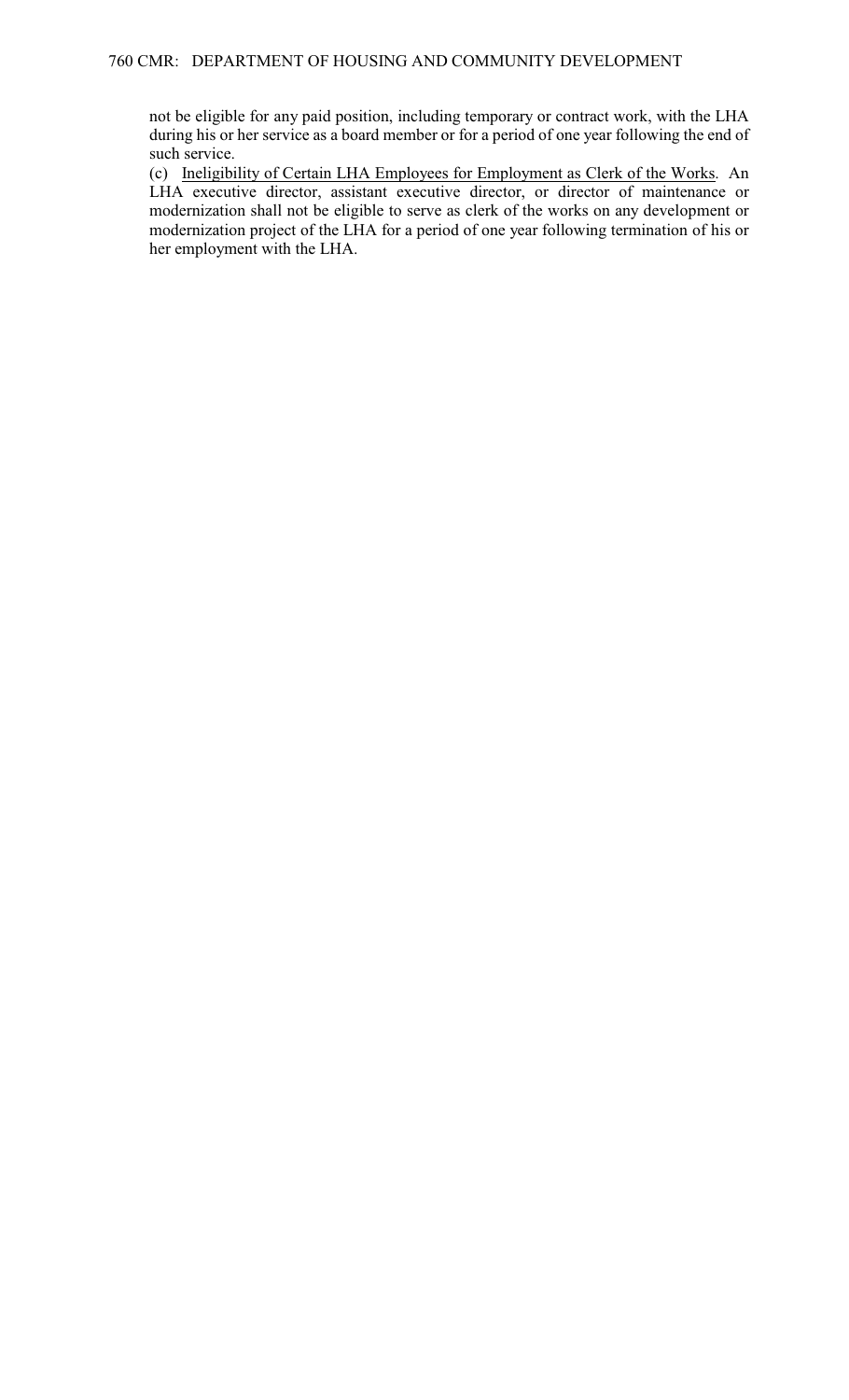not be eligible for any paid position, including temporary or contract work, with the LHA during his or her service as a board member or for a period of one year following the end of such service.

(c) Ineligibility of Certain LHA Employees for Employment as Clerk of the Works. An LHA executive director, assistant executive director, or director of maintenance or modernization shall not be eligible to serve as clerk of the works on any development or modernization project of the LHA for a period of one year following termination of his or her employment with the LHA.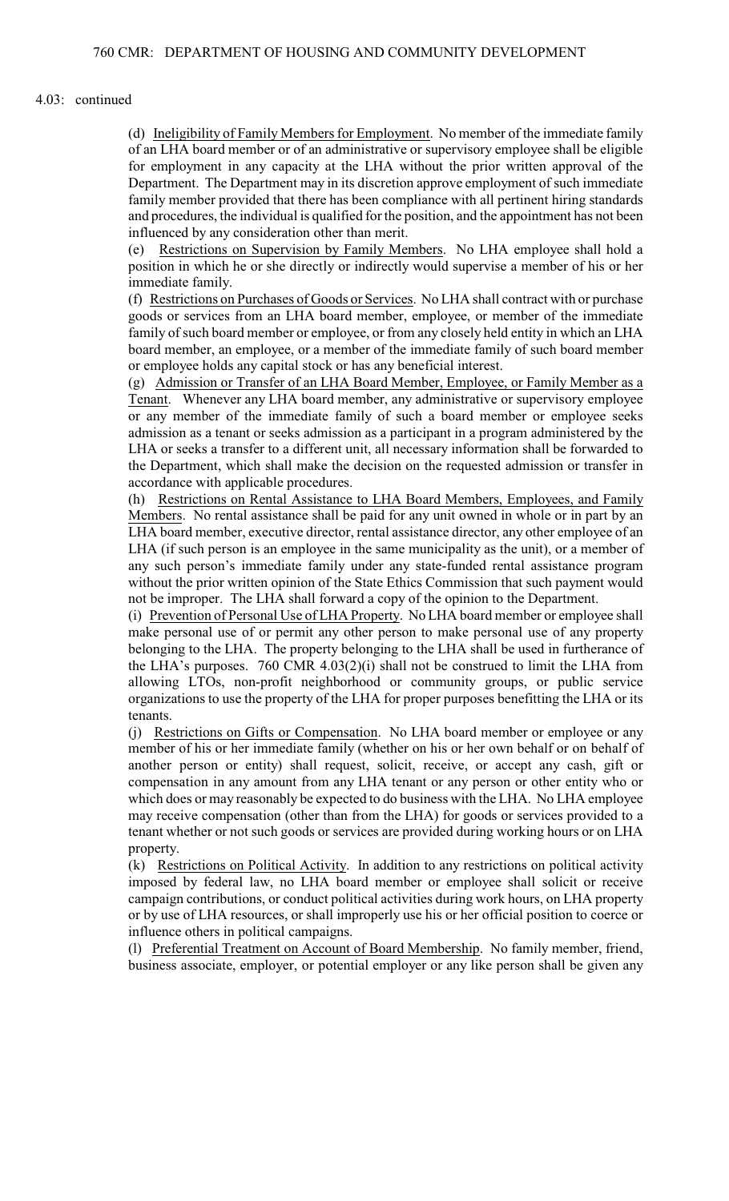4.03: continued

(d) Ineligibility of Family Members for Employment. No member of the immediate family of an LHA board member or of an administrative or supervisory employee shall be eligible for employment in any capacity at the LHA without the prior written approval of the Department. The Department may in its discretion approve employment of such immediate family member provided that there has been compliance with all pertinent hiring standards and procedures, the individual is qualified for the position, and the appointment has not been influenced by any consideration other than merit.

(e) Restrictions on Supervision by Family Members. No LHA employee shall hold a position in which he or she directly or indirectly would supervise a member of his or her immediate family.

(f) Restrictions on Purchases of Goods or Services. No LHA shall contract with or purchase goods or services from an LHA board member, employee, or member of the immediate family of such board member or employee, or from any closely held entity in which an LHA board member, an employee, or a member of the immediate family of such board member or employee holds any capital stock or has any beneficial interest.

(g) Admission or Transfer of an LHA Board Member, Employee, or Family Member as a Tenant. Whenever any LHA board member, any administrative or supervisory employee or any member of the immediate family of such a board member or employee seeks admission as a tenant or seeks admission as a participant in a program administered by the LHA or seeks a transfer to a different unit, all necessary information shall be forwarded to the Department, which shall make the decision on the requested admission or transfer in accordance with applicable procedures.

(h) Restrictions on Rental Assistance to LHA Board Members, Employees, and Family Members. No rental assistance shall be paid for any unit owned in whole or in part by an LHA board member, executive director, rental assistance director, any other employee of an LHA (if such person is an employee in the same municipality as the unit), or a member of any such person's immediate family under any state-funded rental assistance program without the prior written opinion of the State Ethics Commission that such payment would not be improper. The LHA shall forward a copy of the opinion to the Department.

(i) Prevention of Personal Use of LHA Property. No LHA board member or employee shall make personal use of or permit any other person to make personal use of any property belonging to the LHA. The property belonging to the LHA shall be used in furtherance of the LHA's purposes. 760 CMR 4.03(2)(i) shall not be construed to limit the LHA from allowing LTOs, non-profit neighborhood or community groups, or public service organizations to use the property of the LHA for proper purposes benefitting the LHA or its tenants.

(j) Restrictions on Gifts or Compensation. No LHA board member or employee or any member of his or her immediate family (whether on his or her own behalf or on behalf of another person or entity) shall request, solicit, receive, or accept any cash, gift or compensation in any amount from any LHA tenant or any person or other entity who or which does or may reasonably be expected to do business with the LHA. No LHA employee may receive compensation (other than from the LHA) for goods or services provided to a tenant whether or not such goods or services are provided during working hours or on LHA property.

(k) Restrictions on Political Activity. In addition to any restrictions on political activity imposed by federal law, no LHA board member or employee shall solicit or receive campaign contributions, or conduct political activities during work hours, on LHA property or by use of LHA resources, or shall improperly use his or her official position to coerce or influence others in political campaigns.

(l) Preferential Treatment on Account of Board Membership. No family member, friend, business associate, employer, or potential employer or any like person shall be given any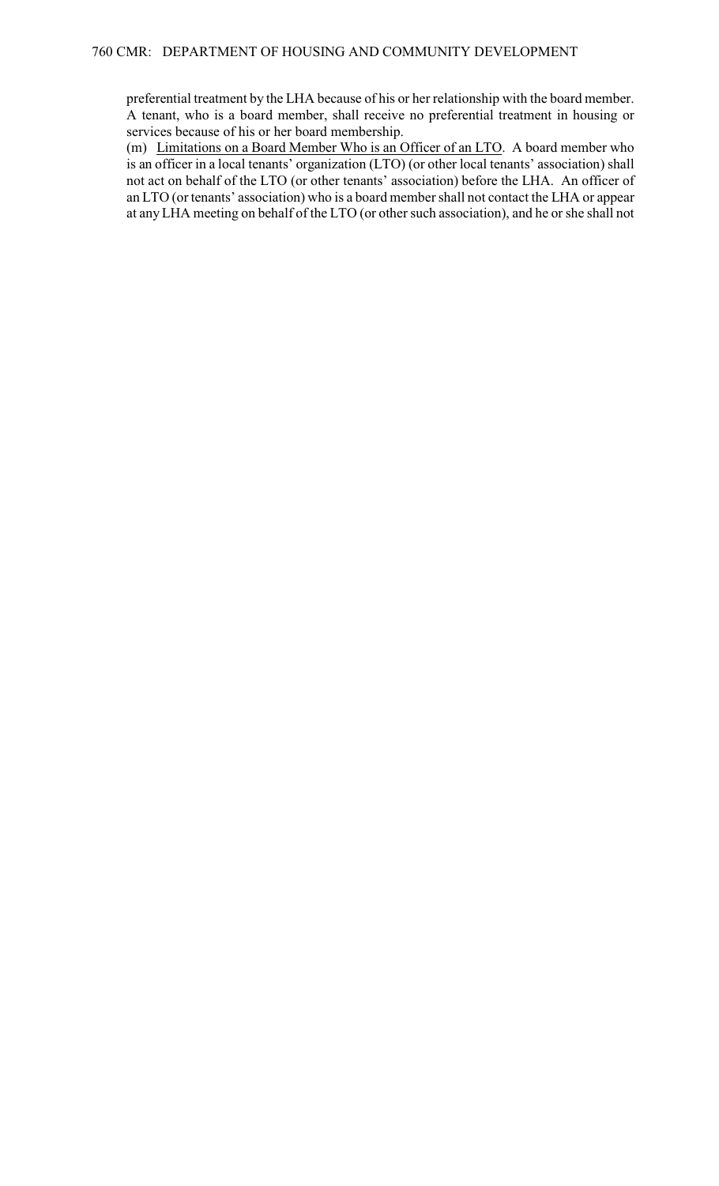preferential treatment by the LHA because of his or her relationship with the board member. A tenant, who is a board member, shall receive no preferential treatment in housing or services because of his or her board membership.

(m) Limitations on a Board Member Who is an Officer of an LTO. A board member who is an officer in a local tenants' organization (LTO) (or other local tenants' association) shall not act on behalf of the LTO (or other tenants' association) before the LHA. An officer of an LTO (or tenants' association) who is a board member shall not contact the LHA or appear at any LHA meeting on behalf of the LTO (or other such association), and he or she shall not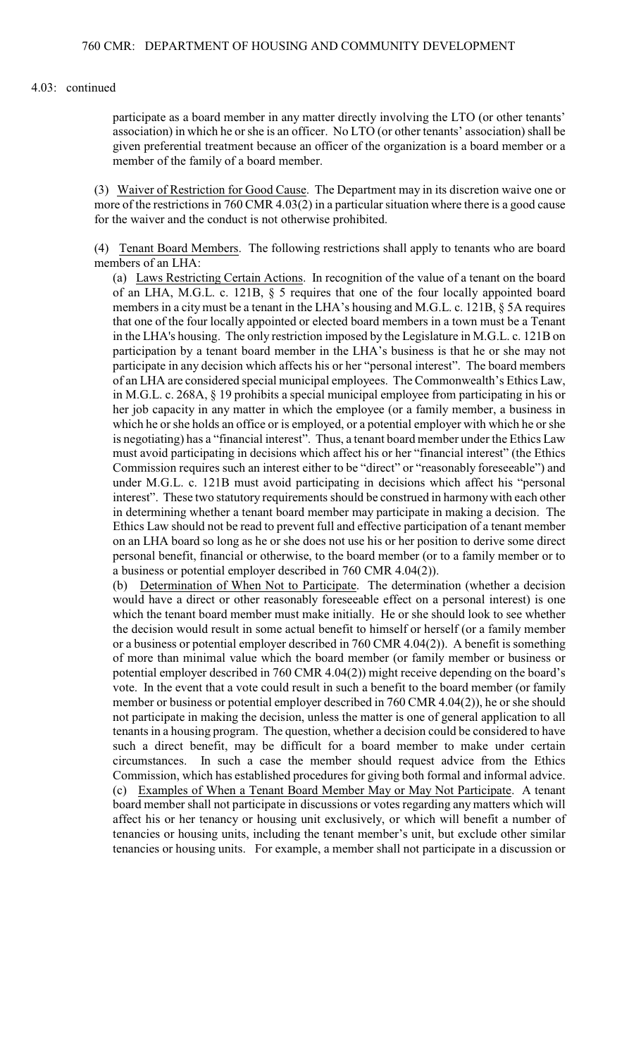4.03: continued

participate as a board member in any matter directly involving the LTO (or other tenants' association) in which he or she is an officer. No LTO (or other tenants' association) shall be given preferential treatment because an officer of the organization is a board member or a member of the family of a board member.

(3) Waiver of Restriction for Good Cause. The Department may in its discretion waive one or more of the restrictions in 760 CMR 4.03(2) in a particular situation where there is a good cause for the waiver and the conduct is not otherwise prohibited.

(4) Tenant Board Members. The following restrictions shall apply to tenants who are board members of an LHA:

(a) Laws Restricting Certain Actions. In recognition of the value of a tenant on the board of an LHA, M.G.L. c. 121B, § 5 requires that one of the four locally appointed board members in a city must be a tenant in the LHA's housing and M.G.L. c. 121B, § 5A requires that one of the four locally appointed or elected board members in a town must be a Tenant in the LHA's housing. The only restriction imposed by the Legislature in M.G.L. c. 121B on participation by a tenant board member in the LHA's business is that he or she may not participate in any decision which affects his or her "personal interest". The board members of an LHA are considered special municipal employees. The Commonwealth's Ethics Law, in M.G.L. c. 268A, § 19 prohibits a special municipal employee from participating in his or her job capacity in any matter in which the employee (or a family member, a business in which he or she holds an office or is employed, or a potential employer with which he or she is negotiating) has a "financial interest". Thus, a tenant board member under the Ethics Law must avoid participating in decisions which affect his or her "financial interest" (the Ethics Commission requires such an interest either to be "direct" or "reasonably foreseeable") and under M.G.L. c. 121B must avoid participating in decisions which affect his "personal interest". These two statutory requirements should be construed in harmony with each other in determining whether a tenant board member may participate in making a decision. The Ethics Law should not be read to prevent full and effective participation of a tenant member on an LHA board so long as he or she does not use his or her position to derive some direct personal benefit, financial or otherwise, to the board member (or to a family member or to a business or potential employer described in 760 CMR 4.04(2)).

(b) Determination of When Not to Participate. The determination (whether a decision would have a direct or other reasonably foreseeable effect on a personal interest) is one which the tenant board member must make initially. He or she should look to see whether the decision would result in some actual benefit to himself or herself (or a family member or a business or potential employer described in 760 CMR 4.04(2)). A benefit is something of more than minimal value which the board member (or family member or business or potential employer described in 760 CMR 4.04(2)) might receive depending on the board's vote. In the event that a vote could result in such a benefit to the board member (or family member or business or potential employer described in 760 CMR 4.04(2)), he or she should not participate in making the decision, unless the matter is one of general application to all tenants in a housing program. The question, whether a decision could be considered to have such a direct benefit, may be difficult for a board member to make under certain circumstances. In such a case the member should request advice from the Ethics Commission, which has established procedures for giving both formal and informal advice.

(c) Examples of When a Tenant Board Member May or May Not Participate. A tenant board member shall not participate in discussions or votes regarding any matters which will affect his or her tenancy or housing unit exclusively, or which will benefit a number of tenancies or housing units, including the tenant member's unit, but exclude other similar tenancies or housing units. For example, a member shall not participate in a discussion or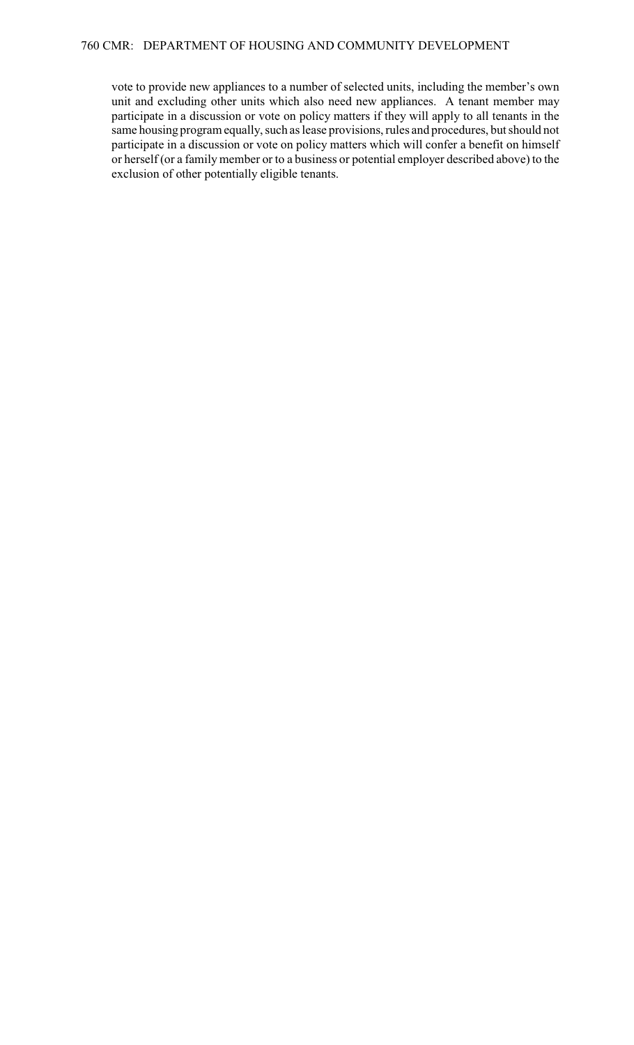vote to provide new appliances to a number of selected units, including the member's own unit and excluding other units which also need new appliances. A tenant member may participate in a discussion or vote on policy matters if they will apply to all tenants in the same housing program equally, such as lease provisions, rules and procedures, but should not participate in a discussion or vote on policy matters which will confer a benefit on himself or herself (or a family member or to a business or potential employer described above) to the exclusion of other potentially eligible tenants.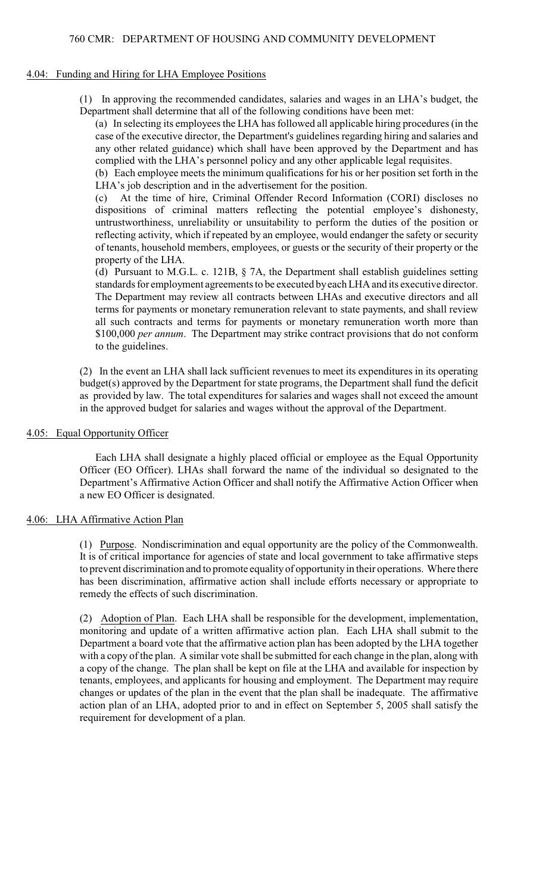## 4.04: Funding and Hiring for LHA Employee Positions

(1) In approving the recommended candidates, salaries and wages in an LHA's budget, the Department shall determine that all of the following conditions have been met:

(a) In selecting its employees the LHA has followed all applicable hiring procedures (in the case of the executive director, the Department's guidelines regarding hiring and salaries and any other related guidance) which shall have been approved by the Department and has complied with the LHA's personnel policy and any other applicable legal requisites.

(b) Each employee meets the minimum qualifications for his or her position set forth in the LHA's job description and in the advertisement for the position.

(c) At the time of hire, Criminal Offender Record Information (CORI) discloses no dispositions of criminal matters reflecting the potential employee's dishonesty, untrustworthiness, unreliability or unsuitability to perform the duties of the position or reflecting activity, which if repeated by an employee, would endanger the safety or security of tenants, household members, employees, or guests or the security of their property or the property of the LHA.

(d) Pursuant to M.G.L. c. 121B, § 7A, the Department shall establish guidelines setting standards for employment agreements to be executed by each LHA and its executive director. The Department may review all contracts between LHAs and executive directors and all terms for payments or monetary remuneration relevant to state payments, and shall review all such contracts and terms for payments or monetary remuneration worth more than $100,000 *per annum*. The Department may strike contract provisions that do not conform to the guidelines.

(2) In the event an LHA shall lack sufficient revenues to meet its expenditures in its operating budget(s) approved by the Department for state programs, the Department shall fund the deficit as provided by law. The total expenditures for salaries and wages shall not exceed the amount in the approved budget for salaries and wages without the approval of the Department.

## 4.05: Equal Opportunity Officer

Each LHA shall designate a highly placed official or employee as the Equal Opportunity Officer (EO Officer). LHAs shall forward the name of the individual so designated to the Department's Affirmative Action Officer and shall notify the Affirmative Action Officer when a new EO Officer is designated.

## 4.06: LHA Affirmative Action Plan

(1) Purpose. Nondiscrimination and equal opportunity are the policy of the Commonwealth. It is of critical importance for agencies of state and local government to take affirmative steps to prevent discrimination and to promote equality of opportunity in their operations. Where there has been discrimination, affirmative action shall include efforts necessary or appropriate to remedy the effects of such discrimination.

(2) Adoption of Plan. Each LHA shall be responsible for the development, implementation, monitoring and update of a written affirmative action plan. Each LHA shall submit to the Department a board vote that the affirmative action plan has been adopted by the LHA together with a copy of the plan. A similar vote shall be submitted for each change in the plan, along with a copy of the change. The plan shall be kept on file at the LHA and available for inspection by tenants, employees, and applicants for housing and employment. The Department may require changes or updates of the plan in the event that the plan shall be inadequate. The affirmative action plan of an LHA, adopted prior to and in effect on September 5, 2005 shall satisfy the requirement for development of a plan.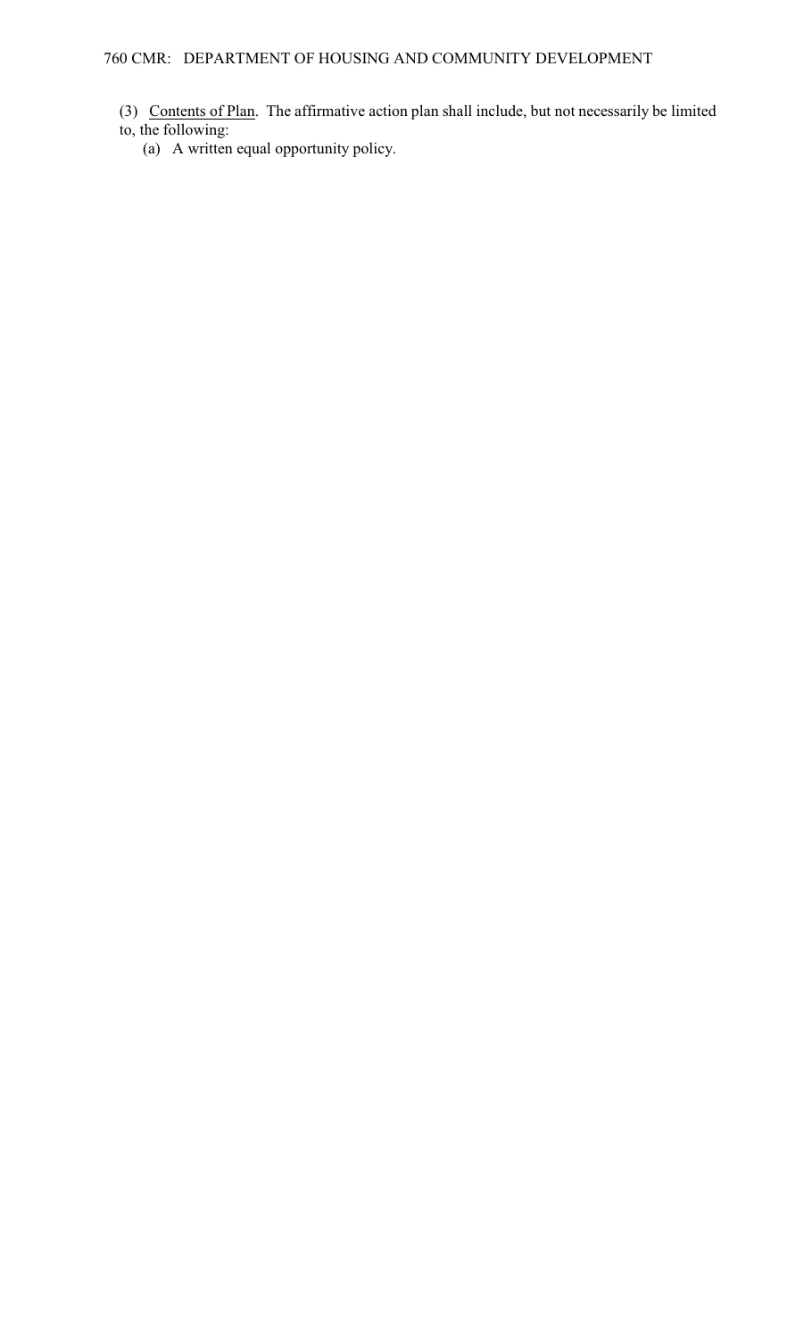(3) Contents of Plan. The affirmative action plan shall include, but not necessarily be limited to, the following:

(a) A written equal opportunity policy.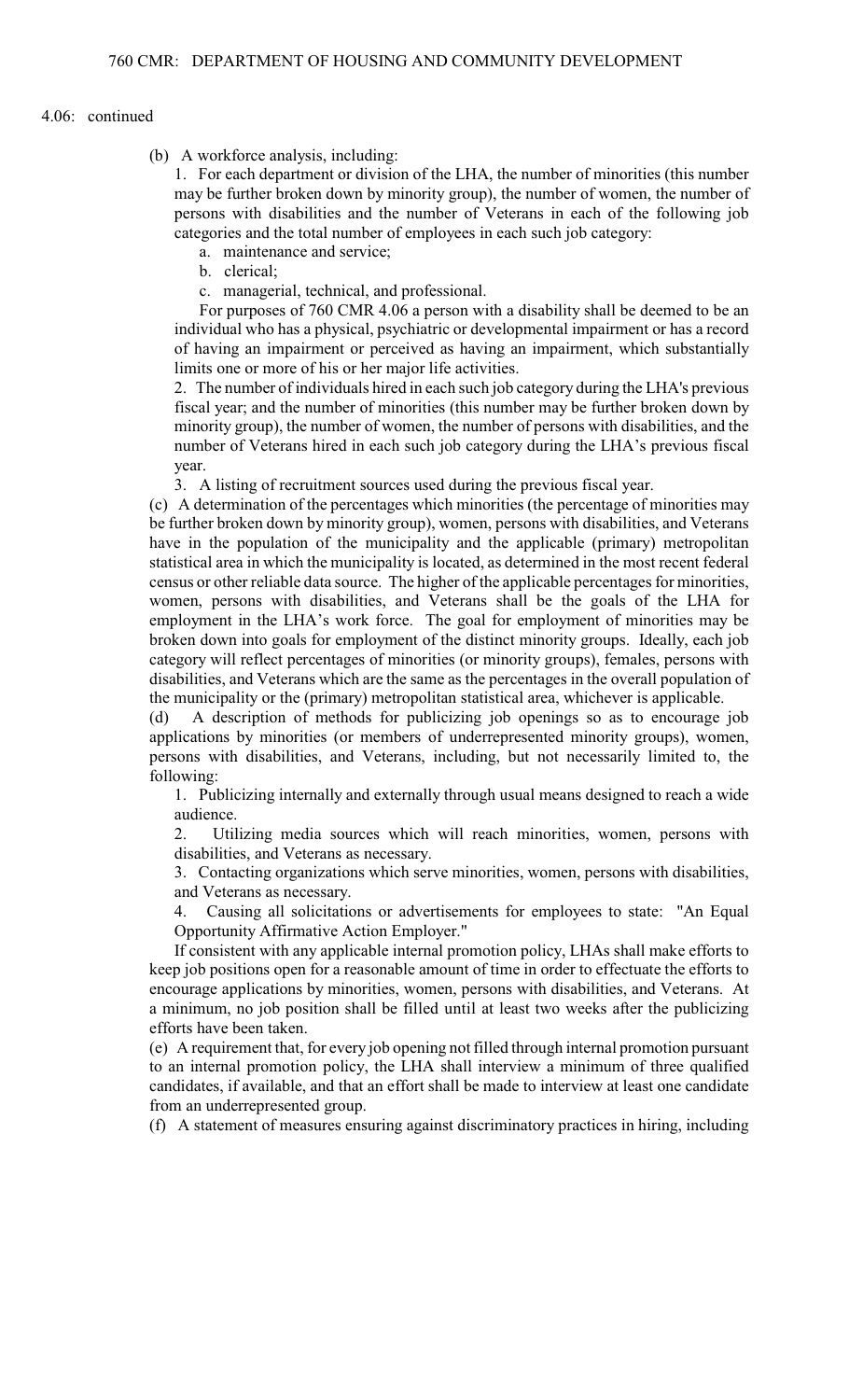4.06: continued

(b) A workforce analysis, including:

1. For each department or division of the LHA, the number of minorities (this number may be further broken down by minority group), the number of women, the number of persons with disabilities and the number of Veterans in each of the following job categories and the total number of employees in each such job category:

   a. maintenance and service;

   b. clerical;

   c. managerial, technical, and professional.

   For purposes of 760 CMR 4.06 a person with a disability shall be deemed to be an individual who has a physical, psychiatric or developmental impairment or has a record of having an impairment or perceived as having an impairment, which substantially limits one or more of his or her major life activities.

2. The number of individuals hired in each such job category during the LHA's previous fiscal year; and the number of minorities (this number may be further broken down by minority group), the number of women, the number of persons with disabilities, and the number of Veterans hired in each such job category during the LHA's previous fiscal year.

3. A listing of recruitment sources used during the previous fiscal year.

(c) A determination of the percentages which minorities (the percentage of minorities may be further broken down by minority group), women, persons with disabilities, and Veterans have in the population of the municipality and the applicable (primary) metropolitan statistical area in which the municipality is located, as determined in the most recent federal census or other reliable data source. The higher of the applicable percentages for minorities, women, persons with disabilities, and Veterans shall be the goals of the LHA for employment in the LHA's work force. The goal for employment of minorities may be broken down into goals for employment of the distinct minority groups. Ideally, each job category will reflect percentages of minorities (or minority groups), females, persons with disabilities, and Veterans which are the same as the percentages in the overall population of the municipality or the (primary) metropolitan statistical area, whichever is applicable.

(d) A description of methods for publicizing job openings so as to encourage job applications by minorities (or members of underrepresented minority groups), women, persons with disabilities, and Veterans, including, but not necessarily limited to, the following:

1. Publicizing internally and externally through usual means designed to reach a wide audience.

2. Utilizing media sources which will reach minorities, women, persons with disabilities, and Veterans as necessary.

3. Contacting organizations which serve minorities, women, persons with disabilities, and Veterans as necessary.

4. Causing all solicitations or advertisements for employees to state: "An Equal Opportunity Affirmative Action Employer."

If consistent with any applicable internal promotion policy, LHAs shall make efforts to keep job positions open for a reasonable amount of time in order to effectuate the efforts to encourage applications by minorities, women, persons with disabilities, and Veterans. At a minimum, no job position shall be filled until at least two weeks after the publicizing efforts have been taken.

(e) A requirement that, for every job opening not filled through internal promotion pursuant to an internal promotion policy, the LHA shall interview a minimum of three qualified candidates, if available, and that an effort shall be made to interview at least one candidate from an underrepresented group.

(f) A statement of measures ensuring against discriminatory practices in hiring, including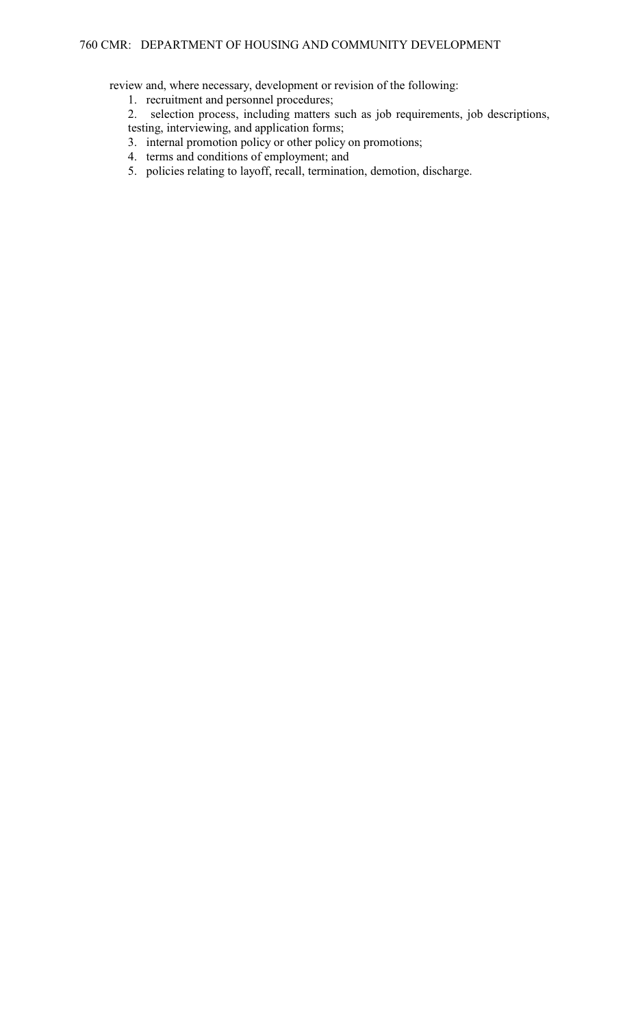review and, where necessary, development or revision of the following:

1. recruitment and personnel procedures;
2. selection process, including matters such as job requirements, job descriptions, testing, interviewing, and application forms;
3. internal promotion policy or other policy on promotions;
4. terms and conditions of employment; and
5. policies relating to layoff, recall, termination, demotion, discharge.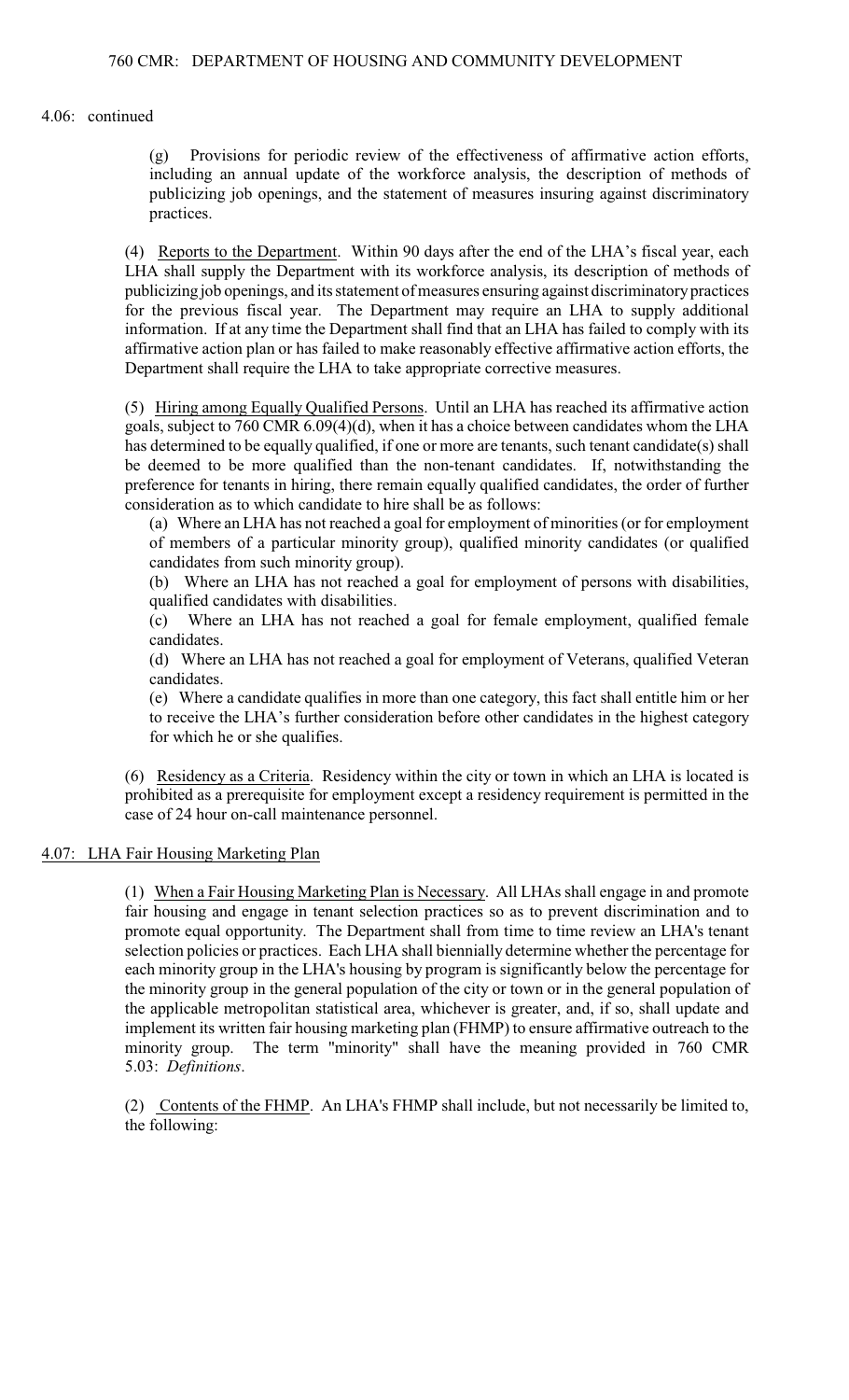4.06: continued

(g) Provisions for periodic review of the effectiveness of affirmative action efforts, including an annual update of the workforce analysis, the description of methods of publicizing job openings, and the statement of measures insuring against discriminatory practices.

(4) Reports to the Department. Within 90 days after the end of the LHA's fiscal year, each LHA shall supply the Department with its workforce analysis, its description of methods of publicizing job openings, and its statement of measures ensuring against discriminatory practices for the previous fiscal year. The Department may require an LHA to supply additional information. If at any time the Department shall find that an LHA has failed to comply with its affirmative action plan or has failed to make reasonably effective affirmative action efforts, the Department shall require the LHA to take appropriate corrective measures.

(5) Hiring among Equally Qualified Persons. Until an LHA has reached its affirmative action goals, subject to 760 CMR 6.09(4)(d), when it has a choice between candidates whom the LHA has determined to be equally qualified, if one or more are tenants, such tenant candidate(s) shall be deemed to be more qualified than the non-tenant candidates. If, notwithstanding the preference for tenants in hiring, there remain equally qualified candidates, the order of further consideration as to which candidate to hire shall be as follows:

(a) Where an LHA has not reached a goal for employment of minorities (or for employment of members of a particular minority group), qualified minority candidates (or qualified candidates from such minority group).

(b) Where an LHA has not reached a goal for employment of persons with disabilities, qualified candidates with disabilities.

(c) Where an LHA has not reached a goal for female employment, qualified female candidates.

(d) Where an LHA has not reached a goal for employment of Veterans, qualified Veteran candidates.

(e) Where a candidate qualifies in more than one category, this fact shall entitle him or her to receive the LHA's further consideration before other candidates in the highest category for which he or she qualifies.

(6) Residency as a Criteria. Residency within the city or town in which an LHA is located is prohibited as a prerequisite for employment except a residency requirement is permitted in the case of 24 hour on-call maintenance personnel.

## 4.07: LHA Fair Housing Marketing Plan

(1) When a Fair Housing Marketing Plan is Necessary. All LHAs shall engage in and promote fair housing and engage in tenant selection practices so as to prevent discrimination and to promote equal opportunity. The Department shall from time to time review an LHA's tenant selection policies or practices. Each LHA shall biennially determine whether the percentage for each minority group in the LHA's housing by program is significantly below the percentage for the minority group in the general population of the city or town or in the general population of the applicable metropolitan statistical area, whichever is greater, and, if so, shall update and implement its written fair housing marketing plan (FHMP) to ensure affirmative outreach to the minority group. The term "minority" shall have the meaning provided in 760 CMR 5.03: *Definitions*.

(2) Contents of the FHMP. An LHA's FHMP shall include, but not necessarily be limited to, the following: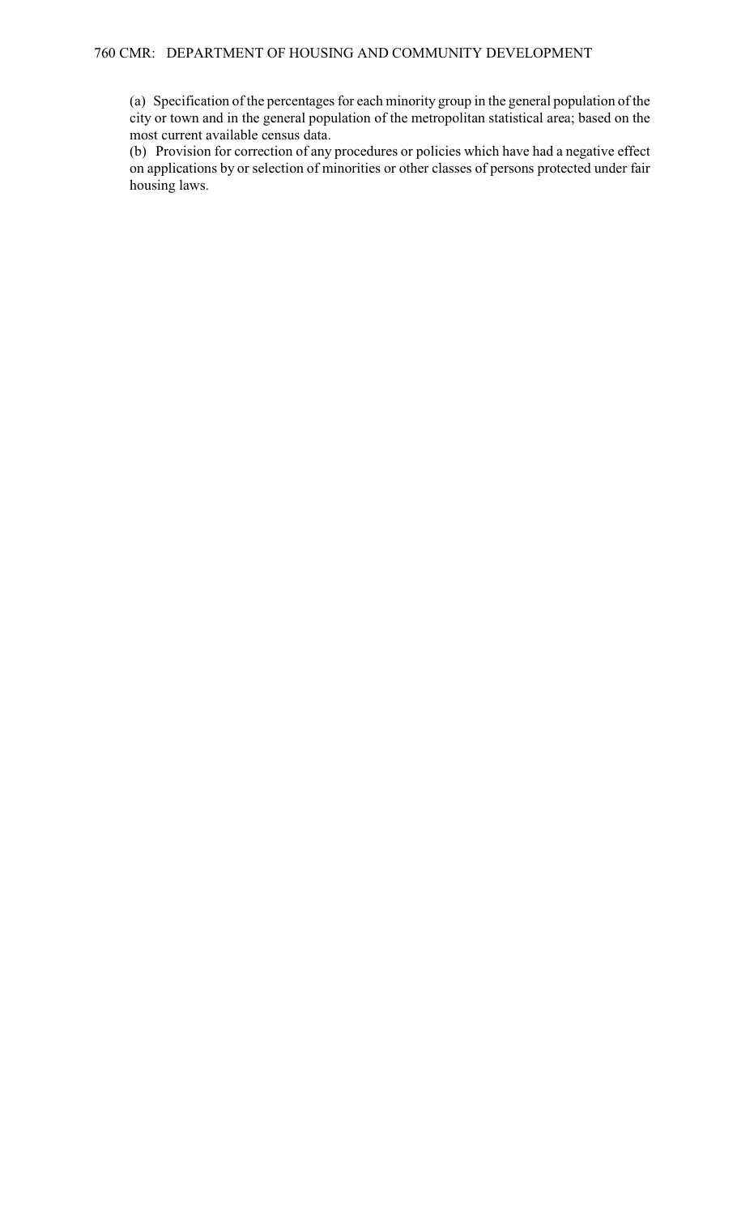(a) Specification of the percentages for each minority group in the general population of the city or town and in the general population of the metropolitan statistical area; based on the most current available census data.

(b) Provision for correction of any procedures or policies which have had a negative effect on applications by or selection of minorities or other classes of persons protected under fair housing laws.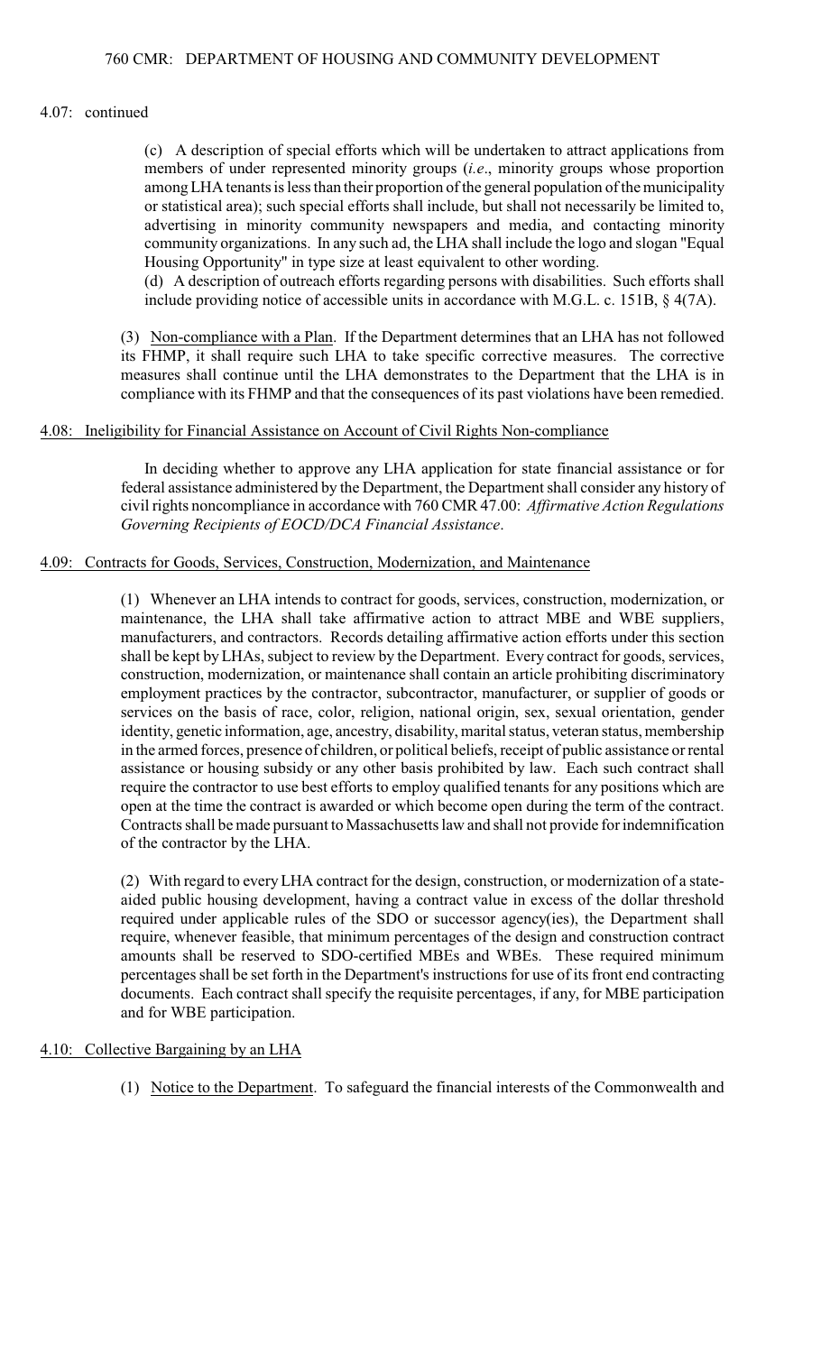4.07: continued

(c) A description of special efforts which will be undertaken to attract applications from members of under represented minority groups (*i.e*., minority groups whose proportion among LHA tenants is less than their proportion of the general population of the municipality or statistical area); such special efforts shall include, but shall not necessarily be limited to, advertising in minority community newspapers and media, and contacting minority community organizations. In any such ad, the LHA shall include the logo and slogan "Equal Housing Opportunity" in type size at least equivalent to other wording.

(d) A description of outreach efforts regarding persons with disabilities. Such efforts shall include providing notice of accessible units in accordance with M.G.L. c. 151B, § 4(7A).

(3) Non-compliance with a Plan. If the Department determines that an LHA has not followed its FHMP, it shall require such LHA to take specific corrective measures. The corrective measures shall continue until the LHA demonstrates to the Department that the LHA is in compliance with its FHMP and that the consequences of its past violations have been remedied.

## 4.08: Ineligibility for Financial Assistance on Account of Civil Rights Non-compliance

In deciding whether to approve any LHA application for state financial assistance or for federal assistance administered by the Department, the Department shall consider any history of civil rights noncompliance in accordance with 760 CMR 47.00: *Affirmative Action Regulations Governing Recipients of EOCD/DCA Financial Assistance*.

## 4.09: Contracts for Goods, Services, Construction, Modernization, and Maintenance

(1) Whenever an LHA intends to contract for goods, services, construction, modernization, or maintenance, the LHA shall take affirmative action to attract MBE and WBE suppliers, manufacturers, and contractors. Records detailing affirmative action efforts under this section shall be kept by LHAs, subject to review by the Department. Every contract for goods, services, construction, modernization, or maintenance shall contain an article prohibiting discriminatory employment practices by the contractor, subcontractor, manufacturer, or supplier of goods or services on the basis of race, color, religion, national origin, sex, sexual orientation, gender identity, genetic information, age, ancestry, disability, marital status, veteran status, membership in the armed forces, presence of children, or political beliefs, receipt of public assistance or rental assistance or housing subsidy or any other basis prohibited by law. Each such contract shall require the contractor to use best efforts to employ qualified tenants for any positions which are open at the time the contract is awarded or which become open during the term of the contract. Contracts shall be made pursuant to Massachusetts law and shall not provide for indemnification of the contractor by the LHA.

(2) With regard to every LHA contract for the design, construction, or modernization of a state-aided public housing development, having a contract value in excess of the dollar threshold required under applicable rules of the SDO or successor agency(ies), the Department shall require, whenever feasible, that minimum percentages of the design and construction contract amounts shall be reserved to SDO-certified MBEs and WBEs. These required minimum percentages shall be set forth in the Department's instructions for use of its front end contracting documents. Each contract shall specify the requisite percentages, if any, for MBE participation and for WBE participation.

## 4.10: Collective Bargaining by an LHA

(1) Notice to the Department. To safeguard the financial interests of the Commonwealth and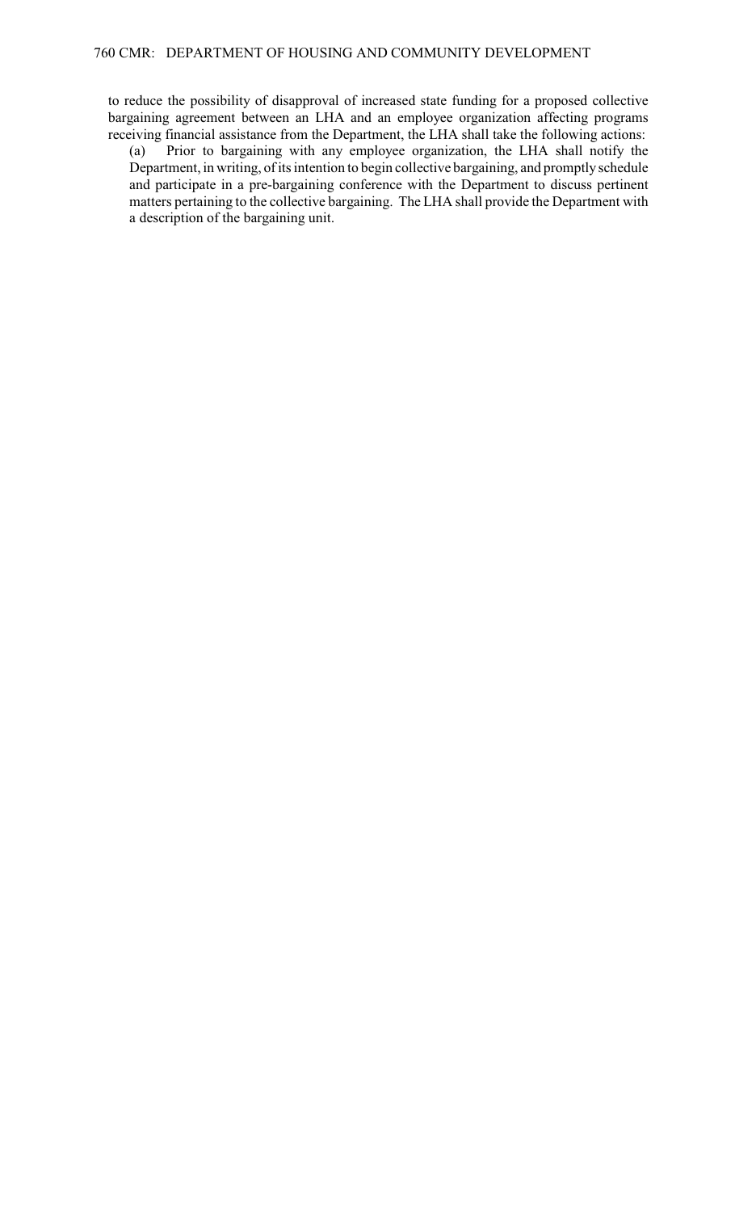to reduce the possibility of disapproval of increased state funding for a proposed collective bargaining agreement between an LHA and an employee organization affecting programs receiving financial assistance from the Department, the LHA shall take the following actions:

(a) Prior to bargaining with any employee organization, the LHA shall notify the Department, in writing, of its intention to begin collective bargaining, and promptly schedule and participate in a pre-bargaining conference with the Department to discuss pertinent matters pertaining to the collective bargaining. The LHA shall provide the Department with a description of the bargaining unit.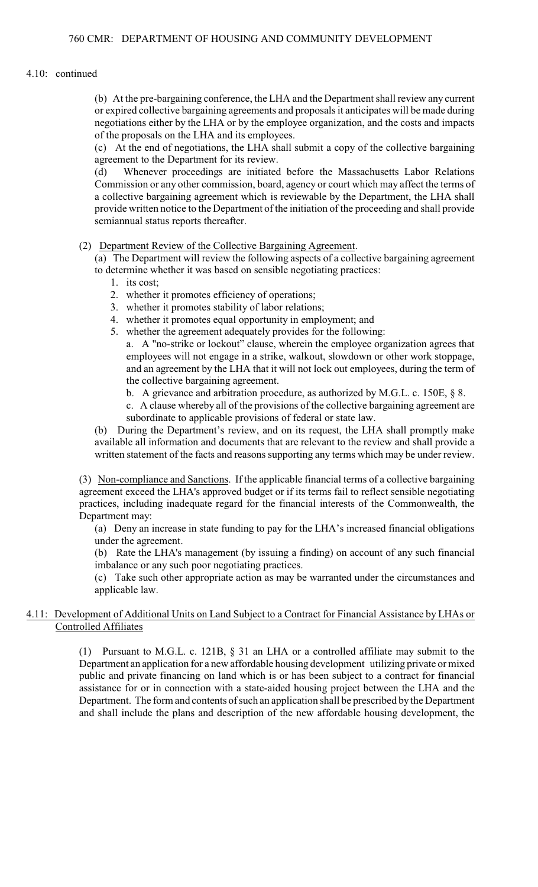4.10: continued

(b) At the pre-bargaining conference, the LHA and the Department shall review any current or expired collective bargaining agreements and proposals it anticipates will be made during negotiations either by the LHA or by the employee organization, and the costs and impacts of the proposals on the LHA and its employees.

(c) At the end of negotiations, the LHA shall submit a copy of the collective bargaining agreement to the Department for its review.

(d) Whenever proceedings are initiated before the Massachusetts Labor Relations Commission or any other commission, board, agency or court which may affect the terms of a collective bargaining agreement which is reviewable by the Department, the LHA shall provide written notice to the Department of the initiation of the proceeding and shall provide semiannual status reports thereafter.

(2) Department Review of the Collective Bargaining Agreement.

(a) The Department will review the following aspects of a collective bargaining agreement to determine whether it was based on sensible negotiating practices:

1. its cost;
2. whether it promotes efficiency of operations;
3. whether it promotes stability of labor relations;
4. whether it promotes equal opportunity in employment; and
5. whether the agreement adequately provides for the following:

a. A "no-strike or lockout" clause, wherein the employee organization agrees that employees will not engage in a strike, walkout, slowdown or other work stoppage, and an agreement by the LHA that it will not lock out employees, during the term of the collective bargaining agreement.

b. A grievance and arbitration procedure, as authorized by M.G.L. c. 150E, § 8.

c. A clause whereby all of the provisions of the collective bargaining agreement are subordinate to applicable provisions of federal or state law.

(b) During the Department's review, and on its request, the LHA shall promptly make available all information and documents that are relevant to the review and shall provide a written statement of the facts and reasons supporting any terms which may be under review.

(3) Non-compliance and Sanctions. If the applicable financial terms of a collective bargaining agreement exceed the LHA's approved budget or if its terms fail to reflect sensible negotiating practices, including inadequate regard for the financial interests of the Commonwealth, the Department may:

(a) Deny an increase in state funding to pay for the LHA's increased financial obligations under the agreement.

(b) Rate the LHA's management (by issuing a finding) on account of any such financial imbalance or any such poor negotiating practices.

(c) Take such other appropriate action as may be warranted under the circumstances and applicable law.

## 4.11: Development of Additional Units on Land Subject to a Contract for Financial Assistance by LHAs or Controlled Affiliates

(1) Pursuant to M.G.L. c. 121B, § 31 an LHA or a controlled affiliate may submit to the Department an application for a new affordable housing development utilizing private or mixed public and private financing on land which is or has been subject to a contract for financial assistance for or in connection with a state-aided housing project between the LHA and the Department. The form and contents of such an application shall be prescribed by the Department and shall include the plans and description of the new affordable housing development, the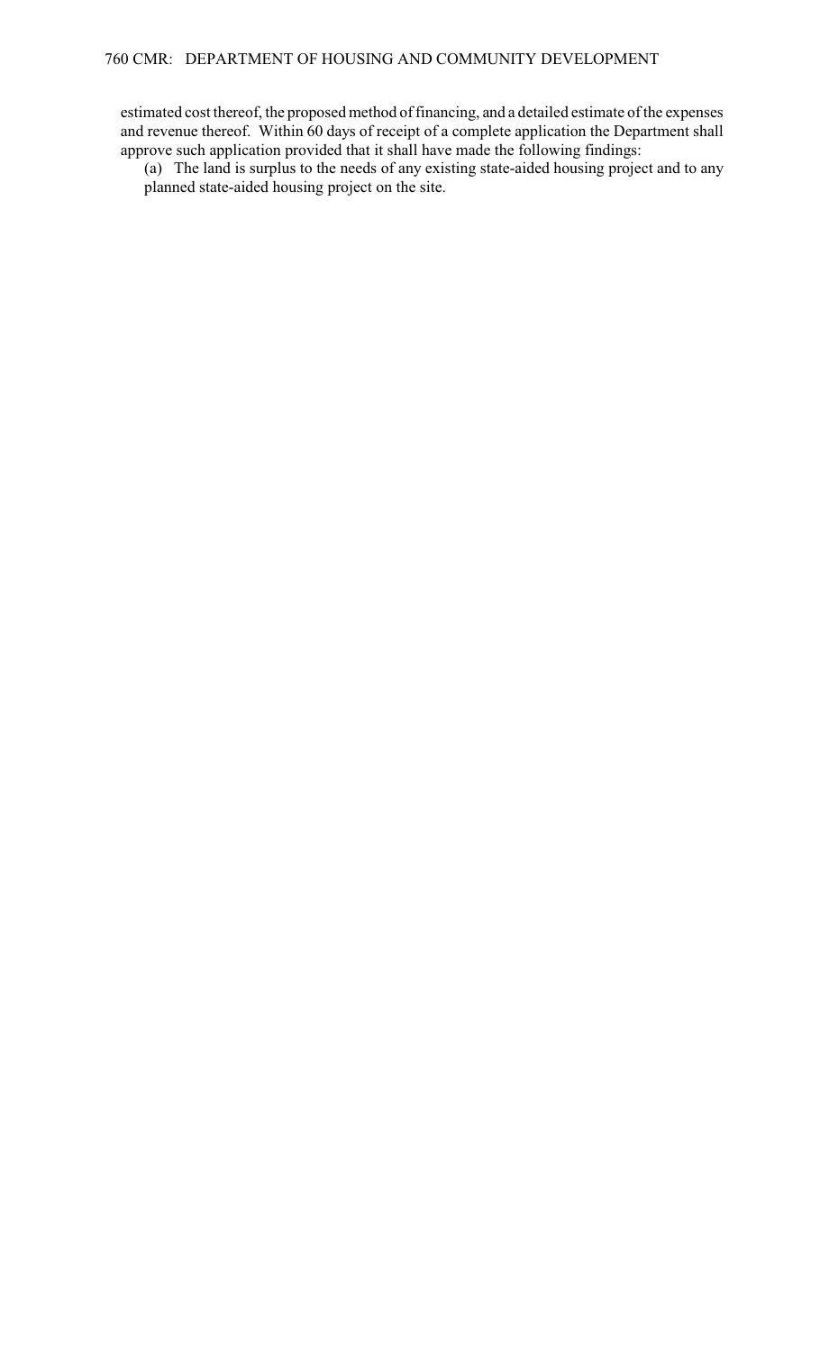estimated cost thereof, the proposed method of financing, and a detailed estimate of the expenses and revenue thereof. Within 60 days of receipt of a complete application the Department shall approve such application provided that it shall have made the following findings:

(a) The land is surplus to the needs of any existing state-aided housing project and to any planned state-aided housing project on the site.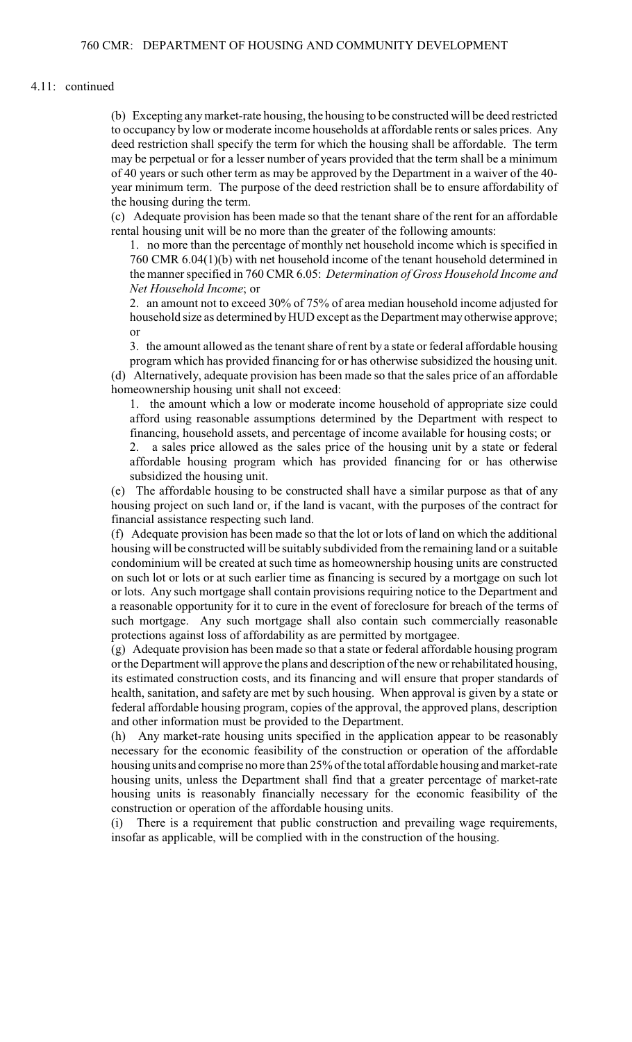4.11: continued

(b) Excepting any market-rate housing, the housing to be constructed will be deed restricted to occupancy by low or moderate income households at affordable rents or sales prices. Any deed restriction shall specify the term for which the housing shall be affordable. The term may be perpetual or for a lesser number of years provided that the term shall be a minimum of 40 years or such other term as may be approved by the Department in a waiver of the 40-year minimum term. The purpose of the deed restriction shall be to ensure affordability of the housing during the term.

(c) Adequate provision has been made so that the tenant share of the rent for an affordable rental housing unit will be no more than the greater of the following amounts:

1. no more than the percentage of monthly net household income which is specified in 760 CMR 6.04(1)(b) with net household income of the tenant household determined in the manner specified in 760 CMR 6.05: *Determination of Gross Household Income and Net Household Income*; or

2. an amount not to exceed 30% of 75% of area median household income adjusted for household size as determined by HUD except as the Department may otherwise approve; or

3. the amount allowed as the tenant share of rent by a state or federal affordable housing program which has provided financing for or has otherwise subsidized the housing unit.

(d) Alternatively, adequate provision has been made so that the sales price of an affordable homeownership housing unit shall not exceed:

1. the amount which a low or moderate income household of appropriate size could afford using reasonable assumptions determined by the Department with respect to financing, household assets, and percentage of income available for housing costs; or

2. a sales price allowed as the sales price of the housing unit by a state or federal affordable housing program which has provided financing for or has otherwise subsidized the housing unit.

(e) The affordable housing to be constructed shall have a similar purpose as that of any housing project on such land or, if the land is vacant, with the purposes of the contract for financial assistance respecting such land.

(f) Adequate provision has been made so that the lot or lots of land on which the additional housing will be constructed will be suitably subdivided from the remaining land or a suitable condominium will be created at such time as homeownership housing units are constructed on such lot or lots or at such earlier time as financing is secured by a mortgage on such lot or lots. Any such mortgage shall contain provisions requiring notice to the Department and a reasonable opportunity for it to cure in the event of foreclosure for breach of the terms of such mortgage. Any such mortgage shall also contain such commercially reasonable protections against loss of affordability as are permitted by mortgagee.

(g) Adequate provision has been made so that a state or federal affordable housing program or the Department will approve the plans and description of the new or rehabilitated housing, its estimated construction costs, and its financing and will ensure that proper standards of health, sanitation, and safety are met by such housing. When approval is given by a state or federal affordable housing program, copies of the approval, the approved plans, description and other information must be provided to the Department.

(h) Any market-rate housing units specified in the application appear to be reasonably necessary for the economic feasibility of the construction or operation of the affordable housing units and comprise no more than 25% of the total affordable housing and market-rate housing units, unless the Department shall find that a greater percentage of market-rate housing units is reasonably financially necessary for the economic feasibility of the construction or operation of the affordable housing units.

(i) There is a requirement that public construction and prevailing wage requirements, insofar as applicable, will be complied with in the construction of the housing.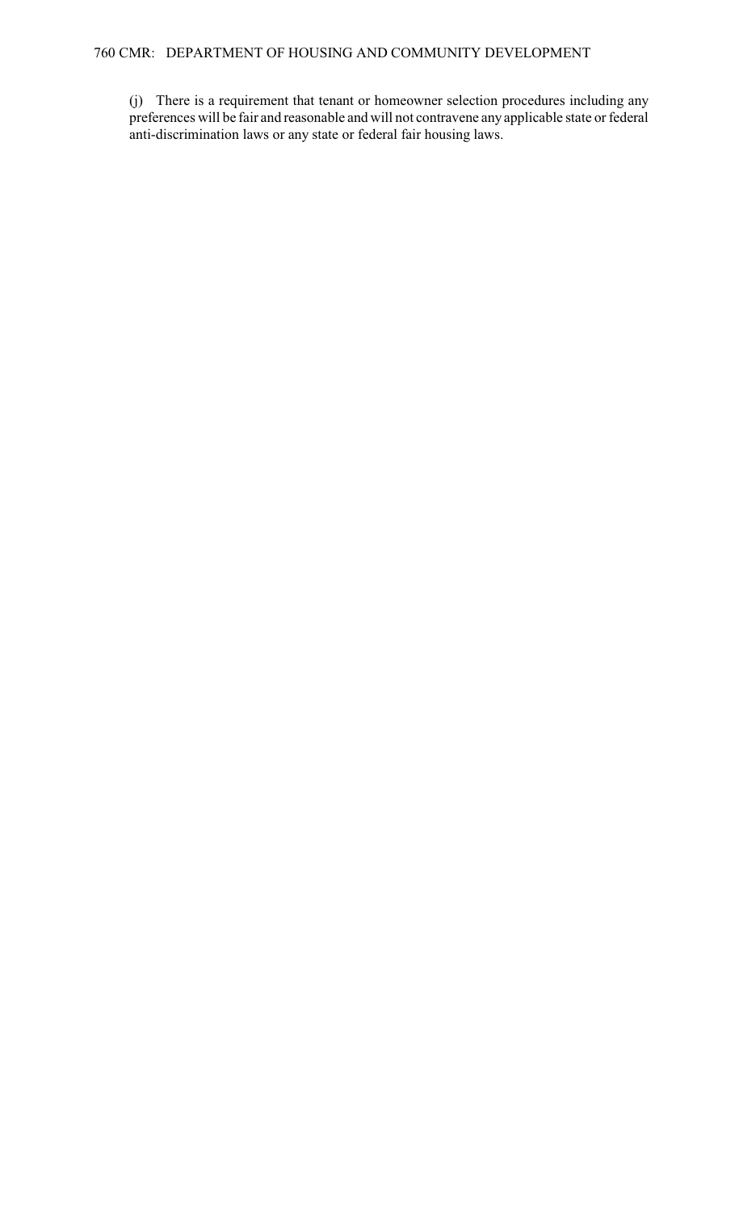(j) There is a requirement that tenant or homeowner selection procedures including any preferences will be fair and reasonable and will not contravene any applicable state or federal anti-discrimination laws or any state or federal fair housing laws.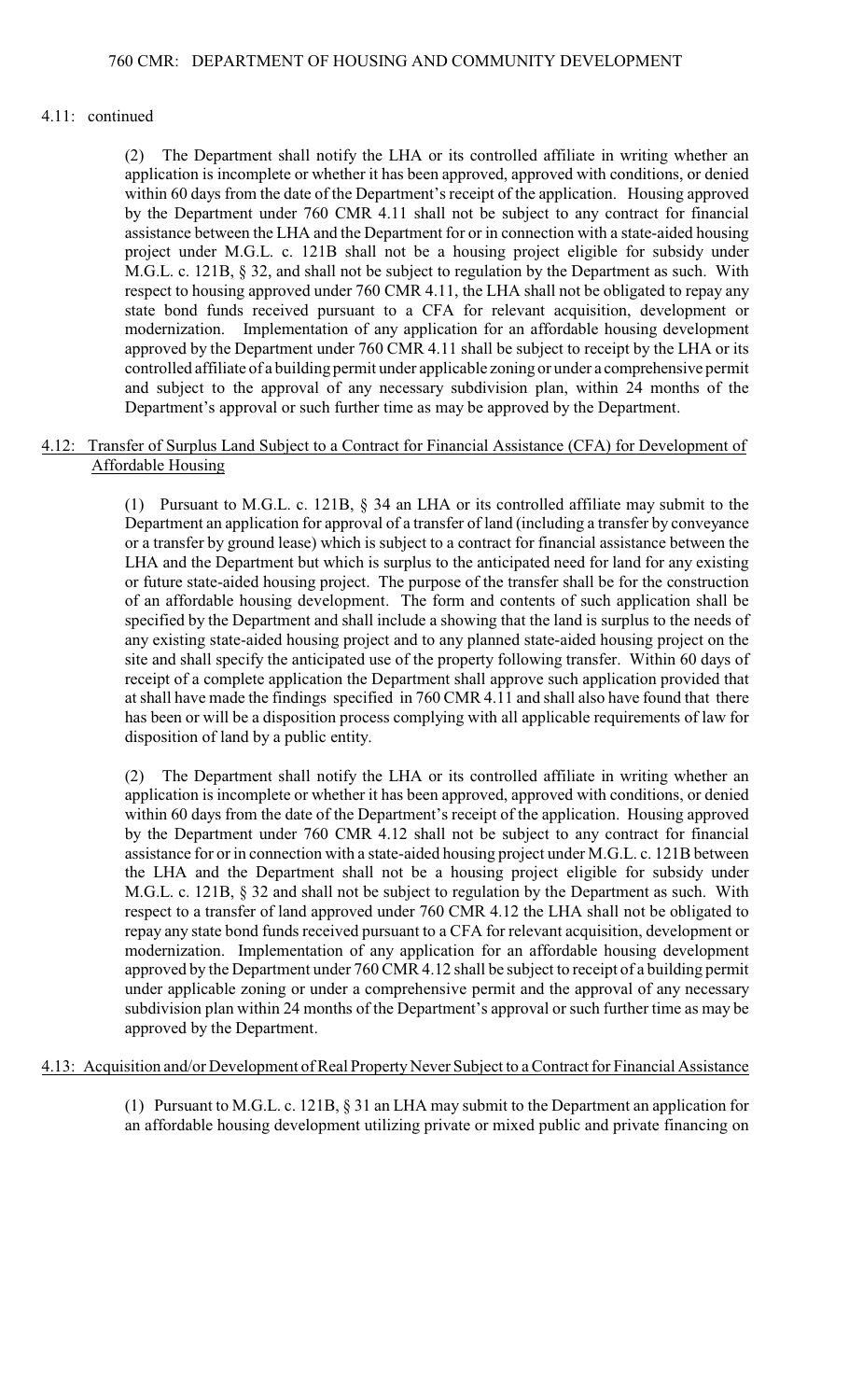4.11: continued

(2) The Department shall notify the LHA or its controlled affiliate in writing whether an application is incomplete or whether it has been approved, approved with conditions, or denied within 60 days from the date of the Department's receipt of the application. Housing approved by the Department under 760 CMR 4.11 shall not be subject to any contract for financial assistance between the LHA and the Department for or in connection with a state-aided housing project under M.G.L. c. 121B shall not be a housing project eligible for subsidy under M.G.L. c. 121B, § 32, and shall not be subject to regulation by the Department as such. With respect to housing approved under 760 CMR 4.11, the LHA shall not be obligated to repay any state bond funds received pursuant to a CFA for relevant acquisition, development or modernization. Implementation of any application for an affordable housing development approved by the Department under 760 CMR 4.11 shall be subject to receipt by the LHA or its controlled affiliate of a building permit under applicable zoning or under a comprehensive permit and subject to the approval of any necessary subdivision plan, within 24 months of the Department's approval or such further time as may be approved by the Department.

## 4.12: Transfer of Surplus Land Subject to a Contract for Financial Assistance (CFA) for Development of Affordable Housing

(1) Pursuant to M.G.L. c. 121B, § 34 an LHA or its controlled affiliate may submit to the Department an application for approval of a transfer of land (including a transfer by conveyance or a transfer by ground lease) which is subject to a contract for financial assistance between the LHA and the Department but which is surplus to the anticipated need for land for any existing or future state-aided housing project. The purpose of the transfer shall be for the construction of an affordable housing development. The form and contents of such application shall be specified by the Department and shall include a showing that the land is surplus to the needs of any existing state-aided housing project and to any planned state-aided housing project on the site and shall specify the anticipated use of the property following transfer. Within 60 days of receipt of a complete application the Department shall approve such application provided that at shall have made the findings specified in 760 CMR 4.11 and shall also have found that there has been or will be a disposition process complying with all applicable requirements of law for disposition of land by a public entity.

(2) The Department shall notify the LHA or its controlled affiliate in writing whether an application is incomplete or whether it has been approved, approved with conditions, or denied within 60 days from the date of the Department's receipt of the application. Housing approved by the Department under 760 CMR 4.12 shall not be subject to any contract for financial assistance for or in connection with a state-aided housing project under M.G.L. c. 121B between the LHA and the Department shall not be a housing project eligible for subsidy under M.G.L. c. 121B, § 32 and shall not be subject to regulation by the Department as such. With respect to a transfer of land approved under 760 CMR 4.12 the LHA shall not be obligated to repay any state bond funds received pursuant to a CFA for relevant acquisition, development or modernization. Implementation of any application for an affordable housing development approved by the Department under 760 CMR 4.12 shall be subject to receipt of a building permit under applicable zoning or under a comprehensive permit and the approval of any necessary subdivision plan within 24 months of the Department's approval or such further time as may be approved by the Department.

## 4.13: Acquisition and/or Development of Real Property Never Subject to a Contract for Financial Assistance

(1) Pursuant to M.G.L. c. 121B, § 31 an LHA may submit to the Department an application for an affordable housing development utilizing private or mixed public and private financing on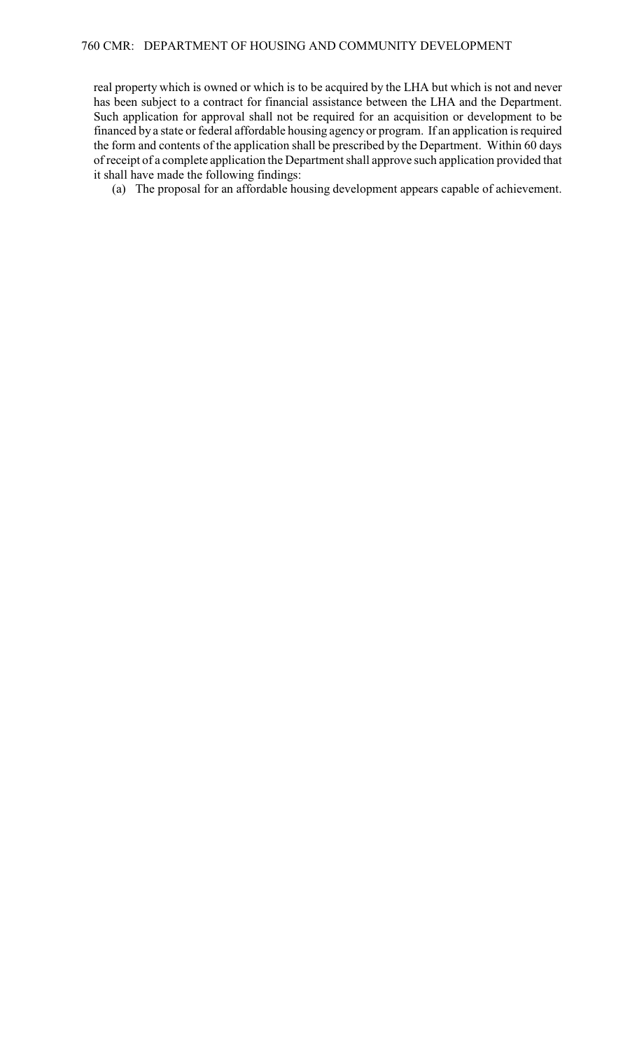real property which is owned or which is to be acquired by the LHA but which is not and never has been subject to a contract for financial assistance between the LHA and the Department. Such application for approval shall not be required for an acquisition or development to be financed by a state or federal affordable housing agency or program. If an application is required the form and contents of the application shall be prescribed by the Department. Within 60 days of receipt of a complete application the Department shall approve such application provided that it shall have made the following findings:

(a) The proposal for an affordable housing development appears capable of achievement.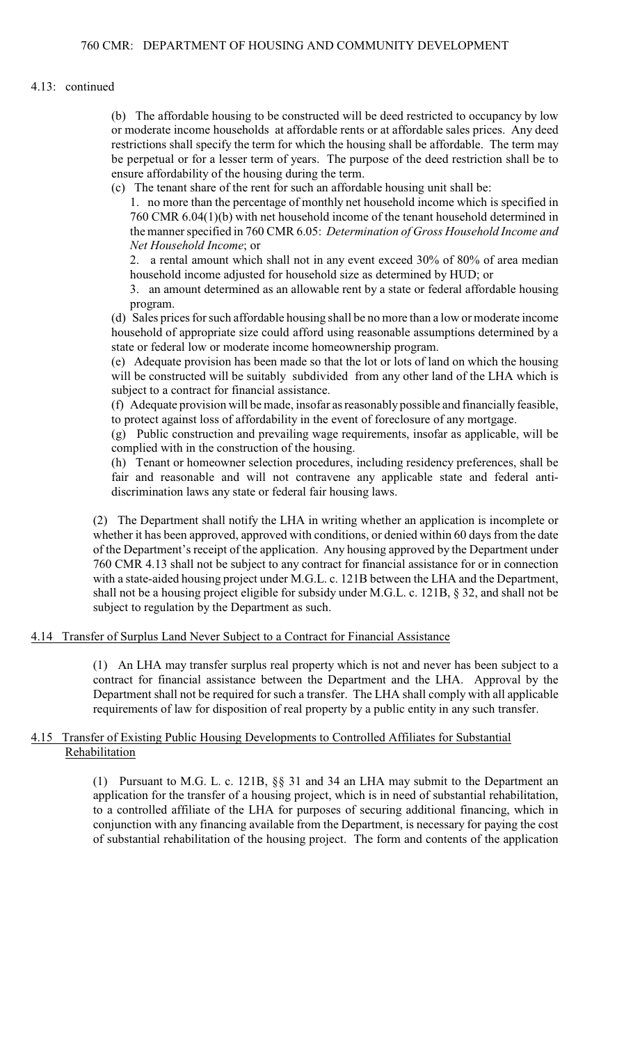4.13: continued

(b) The affordable housing to be constructed will be deed restricted to occupancy by low or moderate income households at affordable rents or at affordable sales prices. Any deed restrictions shall specify the term for which the housing shall be affordable. The term may be perpetual or for a lesser term of years. The purpose of the deed restriction shall be to ensure affordability of the housing during the term.

(c) The tenant share of the rent for such an affordable housing unit shall be:

1. no more than the percentage of monthly net household income which is specified in 760 CMR 6.04(1)(b) with net household income of the tenant household determined in the manner specified in 760 CMR 6.05: *Determination of Gross Household Income and Net Household Income*; or

2. a rental amount which shall not in any event exceed 30% of 80% of area median household income adjusted for household size as determined by HUD; or

3. an amount determined as an allowable rent by a state or federal affordable housing program.

(d) Sales prices for such affordable housing shall be no more than a low or moderate income household of appropriate size could afford using reasonable assumptions determined by a state or federal low or moderate income homeownership program.

(e) Adequate provision has been made so that the lot or lots of land on which the housing will be constructed will be suitably subdivided from any other land of the LHA which is subject to a contract for financial assistance.

(f) Adequate provision will be made, insofar as reasonably possible and financially feasible, to protect against loss of affordability in the event of foreclosure of any mortgage.

(g) Public construction and prevailing wage requirements, insofar as applicable, will be complied with in the construction of the housing.

(h) Tenant or homeowner selection procedures, including residency preferences, shall be fair and reasonable and will not contravene any applicable state and federal anti-discrimination laws any state or federal fair housing laws.

(2) The Department shall notify the LHA in writing whether an application is incomplete or whether it has been approved, approved with conditions, or denied within 60 days from the date of the Department's receipt of the application. Any housing approved by the Department under 760 CMR 4.13 shall not be subject to any contract for financial assistance for or in connection with a state-aided housing project under M.G.L. c. 121B between the LHA and the Department, shall not be a housing project eligible for subsidy under M.G.L. c. 121B, § 32, and shall not be subject to regulation by the Department as such.

## 4.14 Transfer of Surplus Land Never Subject to a Contract for Financial Assistance

(1) An LHA may transfer surplus real property which is not and never has been subject to a contract for financial assistance between the Department and the LHA. Approval by the Department shall not be required for such a transfer. The LHA shall comply with all applicable requirements of law for disposition of real property by a public entity in any such transfer.

## 4.15 Transfer of Existing Public Housing Developments to Controlled Affiliates for Substantial Rehabilitation

(1) Pursuant to M.G. L. c. 121B, §§ 31 and 34 an LHA may submit to the Department an application for the transfer of a housing project, which is in need of substantial rehabilitation, to a controlled affiliate of the LHA for purposes of securing additional financing, which in conjunction with any financing available from the Department, is necessary for paying the cost of substantial rehabilitation of the housing project. The form and contents of the application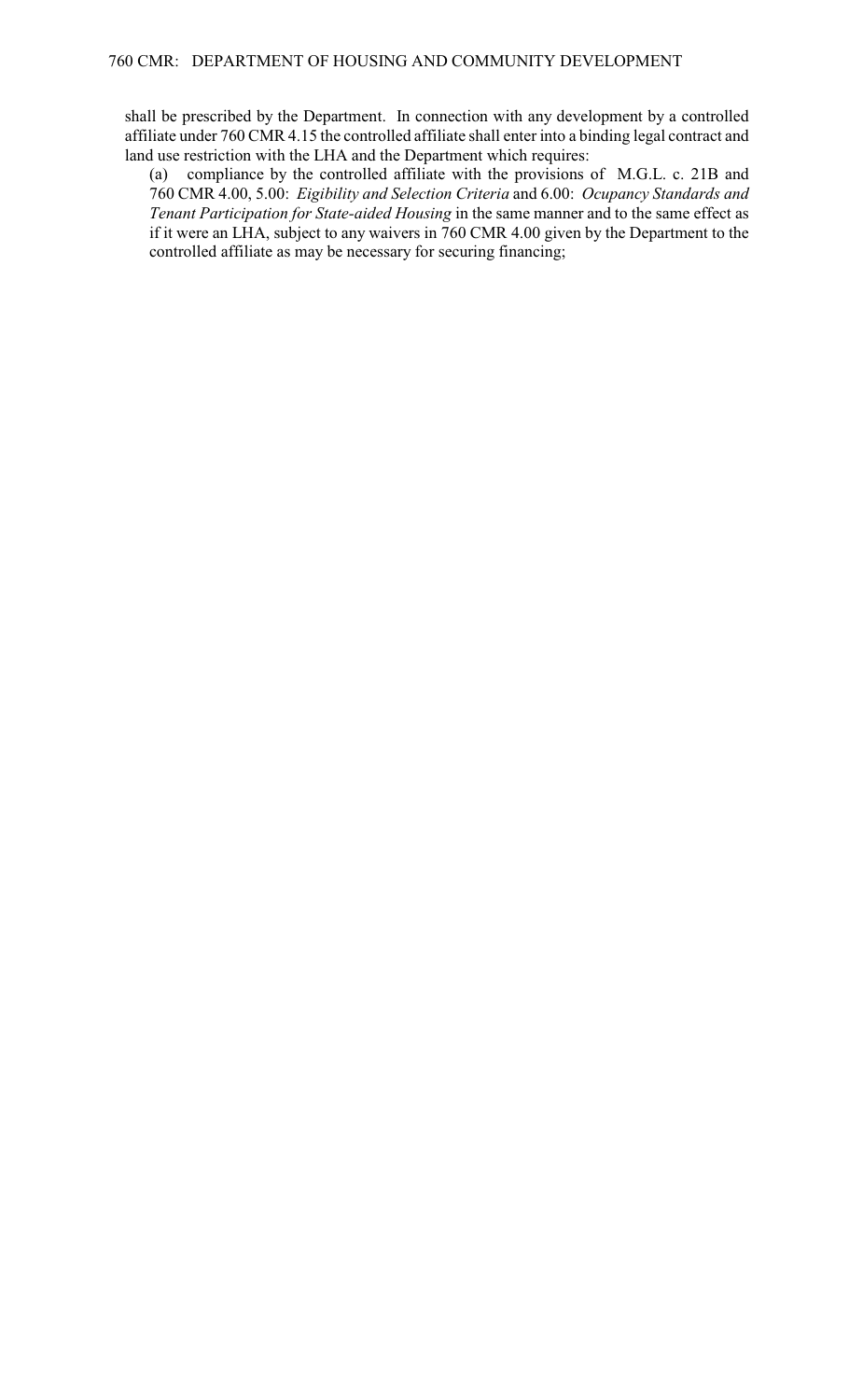shall be prescribed by the Department. In connection with any development by a controlled affiliate under 760 CMR 4.15 the controlled affiliate shall enter into a binding legal contract and land use restriction with the LHA and the Department which requires:

(a) compliance by the controlled affiliate with the provisions of M.G.L. c. 21B and 760 CMR 4.00, 5.00: *Eigibility and Selection Criteria* and 6.00: *Ocupancy Standards and Tenant Participation for State-aided Housing* in the same manner and to the same effect as if it were an LHA, subject to any waivers in 760 CMR 4.00 given by the Department to the controlled affiliate as may be necessary for securing financing;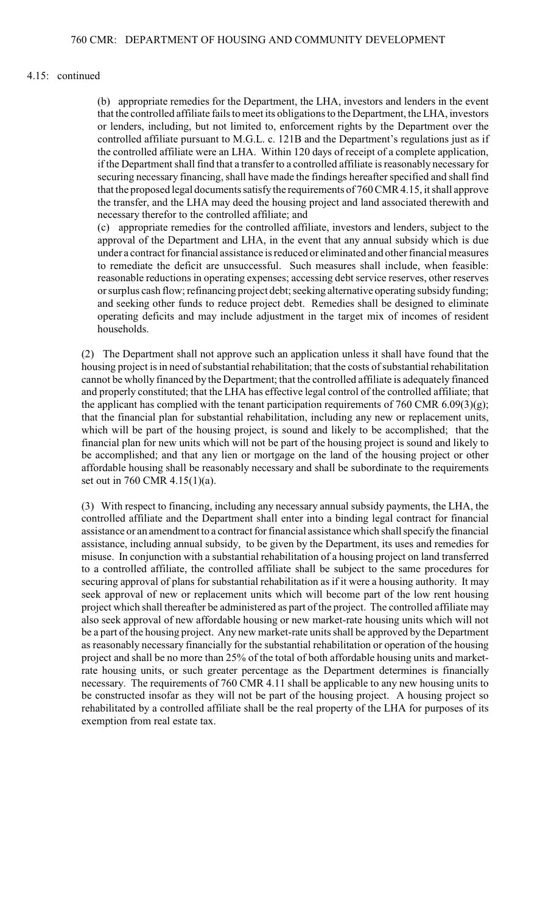4.15: continued

(b) appropriate remedies for the Department, the LHA, investors and lenders in the event that the controlled affiliate fails to meet its obligations to the Department, the LHA, investors or lenders, including, but not limited to, enforcement rights by the Department over the controlled affiliate pursuant to M.G.L. c. 121B and the Department's regulations just as if the controlled affiliate were an LHA. Within 120 days of receipt of a complete application, if the Department shall find that a transfer to a controlled affiliate is reasonably necessary for securing necessary financing, shall have made the findings hereafter specified and shall find that the proposed legal documents satisfy the requirements of 760 CMR 4.15, it shall approve the transfer, and the LHA may deed the housing project and land associated therewith and necessary therefor to the controlled affiliate; and

(c) appropriate remedies for the controlled affiliate, investors and lenders, subject to the approval of the Department and LHA, in the event that any annual subsidy which is due under a contract for financial assistance is reduced or eliminated and other financial measures to remediate the deficit are unsuccessful. Such measures shall include, when feasible: reasonable reductions in operating expenses; accessing debt service reserves, other reserves or surplus cash flow; refinancing project debt; seeking alternative operating subsidy funding; and seeking other funds to reduce project debt. Remedies shall be designed to eliminate operating deficits and may include adjustment in the target mix of incomes of resident households.

(2) The Department shall not approve such an application unless it shall have found that the housing project is in need of substantial rehabilitation; that the costs of substantial rehabilitation cannot be wholly financed by the Department; that the controlled affiliate is adequately financed and properly constituted; that the LHA has effective legal control of the controlled affiliate; that the applicant has complied with the tenant participation requirements of 760 CMR 6.09(3)(g); that the financial plan for substantial rehabilitation, including any new or replacement units, which will be part of the housing project, is sound and likely to be accomplished; that the financial plan for new units which will not be part of the housing project is sound and likely to be accomplished; and that any lien or mortgage on the land of the housing project or other affordable housing shall be reasonably necessary and shall be subordinate to the requirements set out in 760 CMR 4.15(1)(a).

(3) With respect to financing, including any necessary annual subsidy payments, the LHA, the controlled affiliate and the Department shall enter into a binding legal contract for financial assistance or an amendment to a contract for financial assistance which shall specify the financial assistance, including annual subsidy, to be given by the Department, its uses and remedies for misuse. In conjunction with a substantial rehabilitation of a housing project on land transferred to a controlled affiliate, the controlled affiliate shall be subject to the same procedures for securing approval of plans for substantial rehabilitation as if it were a housing authority. It may seek approval of new or replacement units which will become part of the low rent housing project which shall thereafter be administered as part of the project. The controlled affiliate may also seek approval of new affordable housing or new market-rate housing units which will not be a part of the housing project. Any new market-rate units shall be approved by the Department as reasonably necessary financially for the substantial rehabilitation or operation of the housing project and shall be no more than 25% of the total of both affordable housing units and market-rate housing units, or such greater percentage as the Department determines is financially necessary. The requirements of 760 CMR 4.11 shall be applicable to any new housing units to be constructed insofar as they will not be part of the housing project. A housing project so rehabilitated by a controlled affiliate shall be the real property of the LHA for purposes of its exemption from real estate tax.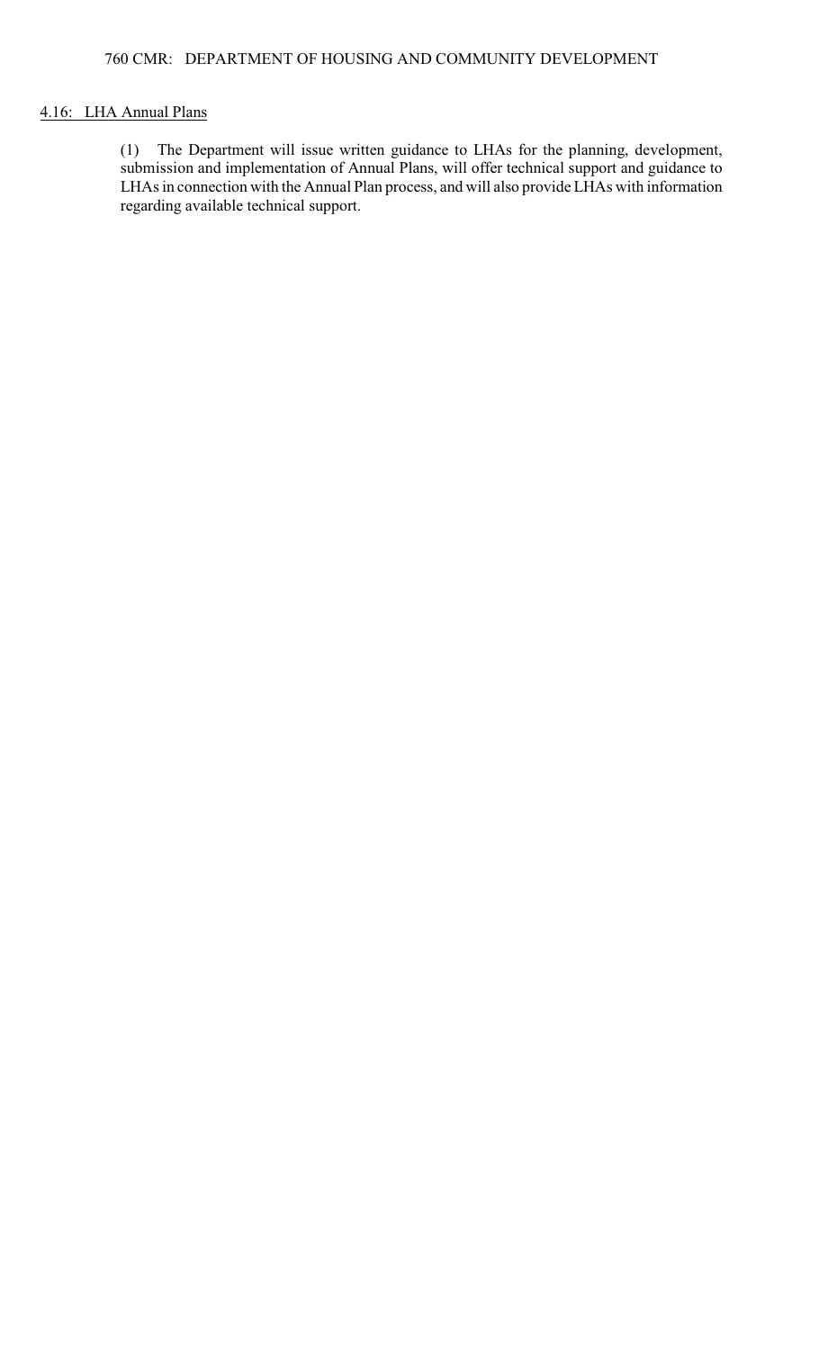4.16: LHA Annual Plans

(1) The Department will issue written guidance to LHAs for the planning, development, submission and implementation of Annual Plans, will offer technical support and guidance to LHAs in connection with the Annual Plan process, and will also provide LHAs with information regarding available technical support.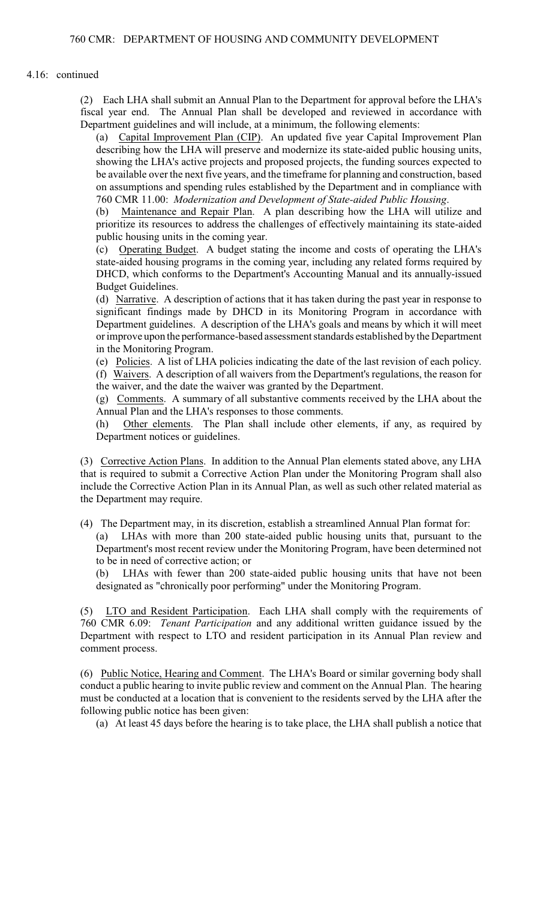4.16: continued

(2) Each LHA shall submit an Annual Plan to the Department for approval before the LHA's fiscal year end. The Annual Plan shall be developed and reviewed in accordance with Department guidelines and will include, at a minimum, the following elements:

(a) Capital Improvement Plan (CIP). An updated five year Capital Improvement Plan describing how the LHA will preserve and modernize its state-aided public housing units, showing the LHA's active projects and proposed projects, the funding sources expected to be available over the next five years, and the timeframe for planning and construction, based on assumptions and spending rules established by the Department and in compliance with 760 CMR 11.00: *Modernization and Development of State-aided Public Housing*.

(b) Maintenance and Repair Plan. A plan describing how the LHA will utilize and prioritize its resources to address the challenges of effectively maintaining its state-aided public housing units in the coming year.

(c) Operating Budget. A budget stating the income and costs of operating the LHA's state-aided housing programs in the coming year, including any related forms required by DHCD, which conforms to the Department's Accounting Manual and its annually-issued Budget Guidelines.

(d) Narrative. A description of actions that it has taken during the past year in response to significant findings made by DHCD in its Monitoring Program in accordance with Department guidelines. A description of the LHA's goals and means by which it will meet or improve upon the performance-based assessment standards established by the Department in the Monitoring Program.

(e) Policies. A list of LHA policies indicating the date of the last revision of each policy.

(f) Waivers. A description of all waivers from the Department's regulations, the reason for the waiver, and the date the waiver was granted by the Department.

(g) Comments. A summary of all substantive comments received by the LHA about the Annual Plan and the LHA's responses to those comments.

(h) Other elements. The Plan shall include other elements, if any, as required by Department notices or guidelines.

(3) Corrective Action Plans. In addition to the Annual Plan elements stated above, any LHA that is required to submit a Corrective Action Plan under the Monitoring Program shall also include the Corrective Action Plan in its Annual Plan, as well as such other related material as the Department may require.

(4) The Department may, in its discretion, establish a streamlined Annual Plan format for:

(a) LHAs with more than 200 state-aided public housing units that, pursuant to the Department's most recent review under the Monitoring Program, have been determined not to be in need of corrective action; or

(b) LHAs with fewer than 200 state-aided public housing units that have not been designated as "chronically poor performing" under the Monitoring Program.

(5) LTO and Resident Participation. Each LHA shall comply with the requirements of 760 CMR 6.09: *Tenant Participation* and any additional written guidance issued by the Department with respect to LTO and resident participation in its Annual Plan review and comment process.

(6) Public Notice, Hearing and Comment. The LHA's Board or similar governing body shall conduct a public hearing to invite public review and comment on the Annual Plan. The hearing must be conducted at a location that is convenient to the residents served by the LHA after the following public notice has been given:

(a) At least 45 days before the hearing is to take place, the LHA shall publish a notice that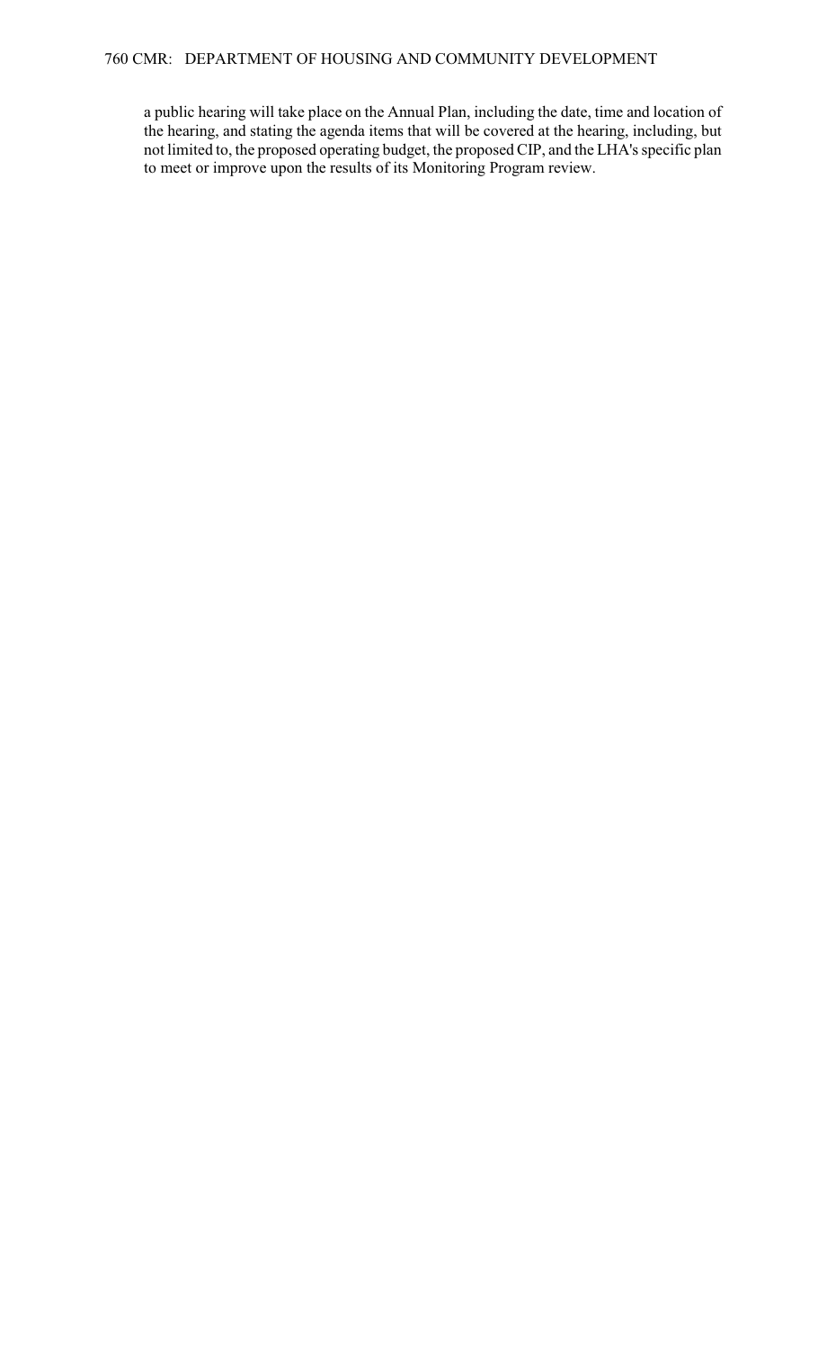a public hearing will take place on the Annual Plan, including the date, time and location of the hearing, and stating the agenda items that will be covered at the hearing, including, but not limited to, the proposed operating budget, the proposed CIP, and the LHA's specific plan to meet or improve upon the results of its Monitoring Program review.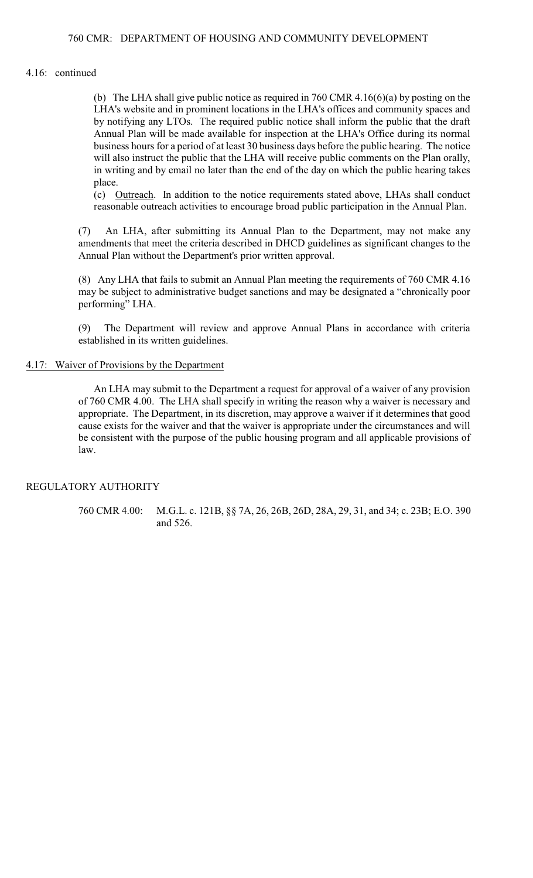4.16: continued

(b) The LHA shall give public notice as required in 760 CMR 4.16(6)(a) by posting on the LHA's website and in prominent locations in the LHA's offices and community spaces and by notifying any LTOs. The required public notice shall inform the public that the draft Annual Plan will be made available for inspection at the LHA's Office during its normal business hours for a period of at least 30 business days before the public hearing. The notice will also instruct the public that the LHA will receive public comments on the Plan orally, in writing and by email no later than the end of the day on which the public hearing takes place.

(c) Outreach. In addition to the notice requirements stated above, LHAs shall conduct reasonable outreach activities to encourage broad public participation in the Annual Plan.

(7) An LHA, after submitting its Annual Plan to the Department, may not make any amendments that meet the criteria described in DHCD guidelines as significant changes to the Annual Plan without the Department's prior written approval.

(8) Any LHA that fails to submit an Annual Plan meeting the requirements of 760 CMR 4.16 may be subject to administrative budget sanctions and may be designated a "chronically poor performing" LHA.

(9) The Department will review and approve Annual Plans in accordance with criteria established in its written guidelines.

## 4.17: Waiver of Provisions by the Department

An LHA may submit to the Department a request for approval of a waiver of any provision of 760 CMR 4.00. The LHA shall specify in writing the reason why a waiver is necessary and appropriate. The Department, in its discretion, may approve a waiver if it determines that good cause exists for the waiver and that the waiver is appropriate under the circumstances and will be consistent with the purpose of the public housing program and all applicable provisions of law.

## REGULATORY AUTHORITY

760 CMR 4.00: M.G.L. c. 121B, §§ 7A, 26, 26B, 26D, 28A, 29, 31, and 34; c. 23B; E.O. 390 and 526.